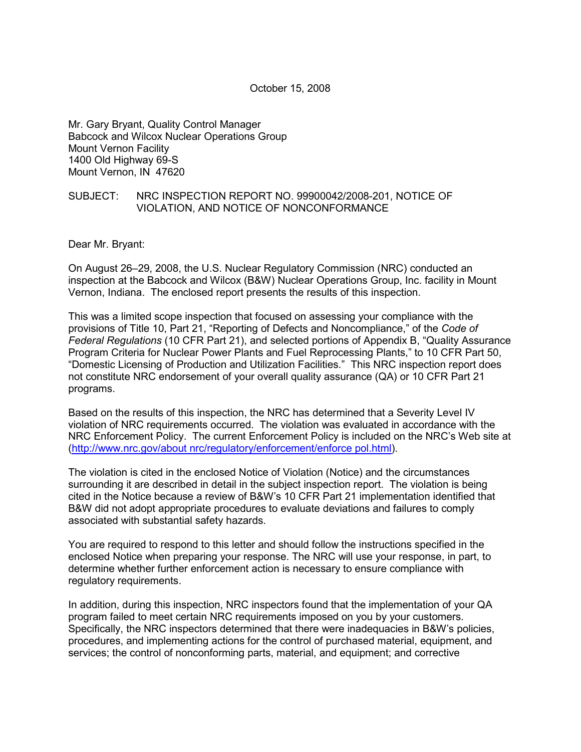October 15, 2008

Mr. Gary Bryant, Quality Control Manager
Babcock and Wilcox Nuclear Operations Group
Mount Vernon Facility
1400 Old Highway 69-S
Mount Vernon, IN 47620

SUBJECT: NRC INSPECTION REPORT NO. 99900042/2008-201, NOTICE OF VIOLATION, AND NOTICE OF NONCONFORMANCE

Dear Mr. Bryant:

On August 26–29, 2008, the U.S. Nuclear Regulatory Commission (NRC) conducted an inspection at the Babcock and Wilcox (B&W) Nuclear Operations Group, Inc. facility in Mount Vernon, Indiana. The enclosed report presents the results of this inspection.

This was a limited scope inspection that focused on assessing your compliance with the provisions of Title 10, Part 21, "Reporting of Defects and Noncompliance," of the *Code of Federal Regulations* (10 CFR Part 21), and selected portions of Appendix B, "Quality Assurance Program Criteria for Nuclear Power Plants and Fuel Reprocessing Plants," to 10 CFR Part 50, "Domestic Licensing of Production and Utilization Facilities." This NRC inspection report does not constitute NRC endorsement of your overall quality assurance (QA) or 10 CFR Part 21 programs.

Based on the results of this inspection, the NRC has determined that a Severity Level IV violation of NRC requirements occurred. The violation was evaluated in accordance with the NRC Enforcement Policy. The current Enforcement Policy is included on the NRC's Web site at (http://www.nrc.gov/about nrc/regulatory/enforcement/enforce pol.html).

The violation is cited in the enclosed Notice of Violation (Notice) and the circumstances surrounding it are described in detail in the subject inspection report. The violation is being cited in the Notice because a review of B&W's 10 CFR Part 21 implementation identified that B&W did not adopt appropriate procedures to evaluate deviations and failures to comply associated with substantial safety hazards.

You are required to respond to this letter and should follow the instructions specified in the enclosed Notice when preparing your response. The NRC will use your response, in part, to determine whether further enforcement action is necessary to ensure compliance with regulatory requirements.

In addition, during this inspection, NRC inspectors found that the implementation of your QA program failed to meet certain NRC requirements imposed on you by your customers. Specifically, the NRC inspectors determined that there were inadequacies in B&W's policies, procedures, and implementing actions for the control of purchased material, equipment, and services; the control of nonconforming parts, material, and equipment; and corrective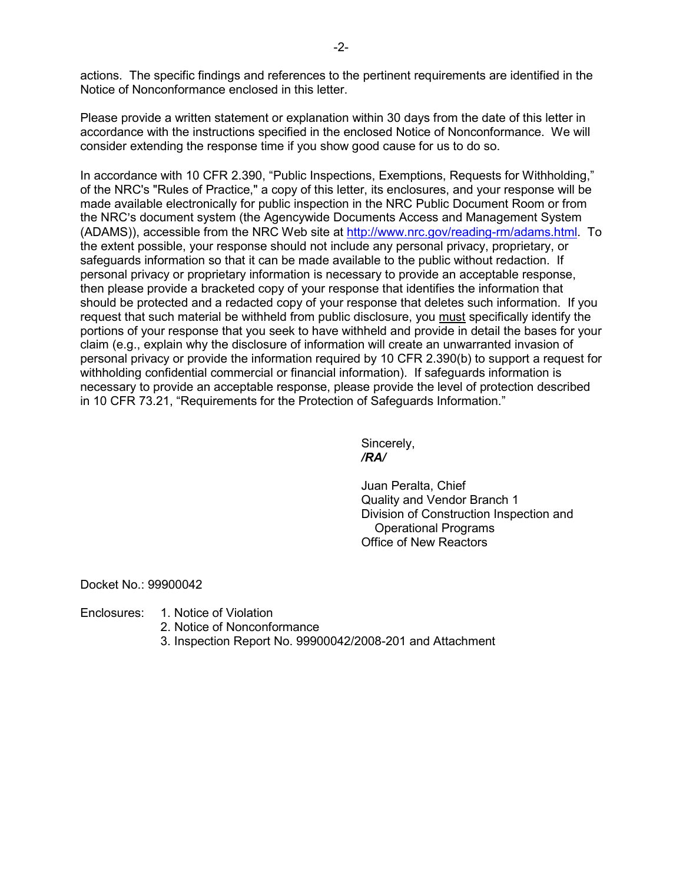actions. The specific findings and references to the pertinent requirements are identified in the Notice of Nonconformance enclosed in this letter.

Please provide a written statement or explanation within 30 days from the date of this letter in accordance with the instructions specified in the enclosed Notice of Nonconformance. We will consider extending the response time if you show good cause for us to do so.

In accordance with 10 CFR 2.390, "Public Inspections, Exemptions, Requests for Withholding," of the NRC's "Rules of Practice," a copy of this letter, its enclosures, and your response will be made available electronically for public inspection in the NRC Public Document Room or from the NRC's document system (the Agencywide Documents Access and Management System (ADAMS)), accessible from the NRC Web site at http://www.nrc.gov/reading-rm/adams.html. To the extent possible, your response should not include any personal privacy, proprietary, or safeguards information so that it can be made available to the public without redaction. If personal privacy or proprietary information is necessary to provide an acceptable response, then please provide a bracketed copy of your response that identifies the information that should be protected and a redacted copy of your response that deletes such information. If you request that such material be withheld from public disclosure, you must specifically identify the portions of your response that you seek to have withheld and provide in detail the bases for your claim (e.g., explain why the disclosure of information will create an unwarranted invasion of personal privacy or provide the information required by 10 CFR 2.390(b) to support a request for withholding confidential commercial or financial information). If safeguards information is necessary to provide an acceptable response, please provide the level of protection described in 10 CFR 73.21, "Requirements for the Protection of Safeguards Information."

Sincerely,
***/RA/***

Juan Peralta, Chief
Quality and Vendor Branch 1
Division of Construction Inspection and
Operational Programs
Office of New Reactors

Docket No.: 99900042

Enclosures:
1. Notice of Violation
2. Notice of Nonconformance
3. Inspection Report No. 99900042/2008-201 and Attachment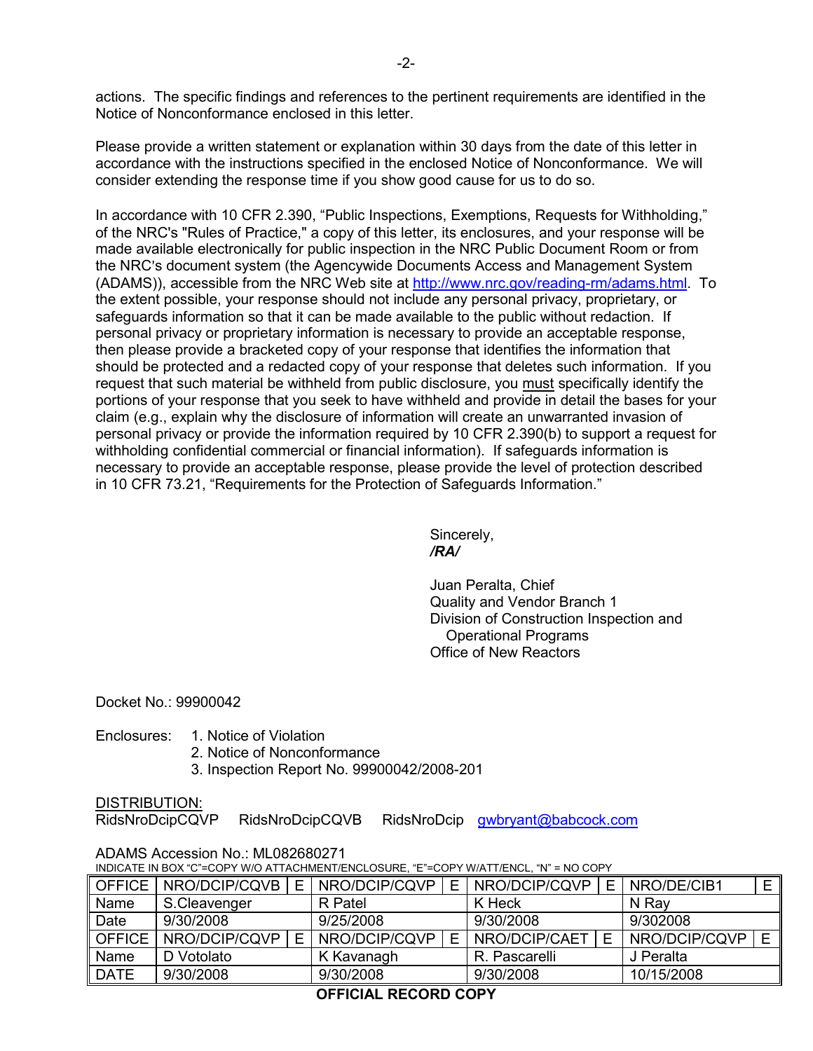actions. The specific findings and references to the pertinent requirements are identified in the Notice of Nonconformance enclosed in this letter.

Please provide a written statement or explanation within 30 days from the date of this letter in accordance with the instructions specified in the enclosed Notice of Nonconformance. We will consider extending the response time if you show good cause for us to do so.

In accordance with 10 CFR 2.390, "Public Inspections, Exemptions, Requests for Withholding," of the NRC's "Rules of Practice," a copy of this letter, its enclosures, and your response will be made available electronically for public inspection in the NRC Public Document Room or from the NRC's document system (the Agencywide Documents Access and Management System (ADAMS)), accessible from the NRC Web site at http://www.nrc.gov/reading-rm/adams.html. To the extent possible, your response should not include any personal privacy, proprietary, or safeguards information so that it can be made available to the public without redaction. If personal privacy or proprietary information is necessary to provide an acceptable response, then please provide a bracketed copy of your response that identifies the information that should be protected and a redacted copy of your response that deletes such information. If you request that such material be withheld from public disclosure, you must specifically identify the portions of your response that you seek to have withheld and provide in detail the bases for your claim (e.g., explain why the disclosure of information will create an unwarranted invasion of personal privacy or provide the information required by 10 CFR 2.390(b) to support a request for withholding confidential commercial or financial information). If safeguards information is necessary to provide an acceptable response, please provide the level of protection described in 10 CFR 73.21, "Requirements for the Protection of Safeguards Information."

Sincerely,
*/RA/*

Juan Peralta, Chief
Quality and Vendor Branch 1
Division of Construction Inspection and
Operational Programs
Office of New Reactors

Docket No.: 99900042

Enclosures:
1. Notice of Violation
2. Notice of Nonconformance
3. Inspection Report No. 99900042/2008-201

DISTRIBUTION:
RidsNroDcipCQVP RidsNroDcipCQVB RidsNroDcip gwbryant@babcock.com

ADAMS Accession No.: ML082680271

INDICATE IN BOX "C"=COPY W/O ATTACHMENT/ENCLOSURE, "E"=COPY W/ATT/ENCL, "N" = NO COPY

| OFFICE | NRO/DCIP/CQVB | E | NRO/DCIP/CQVP | E | NRO/DCIP/CQVP | E | NRO/DE/CIB1 | E |
|---|---|---|---|---|---|---|---|---|
| Name | S.Cleavenger | | R Patel | | K Heck | | N Ray | |
| Date | 9/30/2008 | | 9/25/2008 | | 9/30/2008 | | 9/302008 | |
| OFFICE | NRO/DCIP/CQVP | E | NRO/DCIP/CQVP | E | NRO/DCIP/CAET | E | NRO/DCIP/CQVP | E |
| Name | D Votolato | | K Kavanagh | | R. Pascarelli | | J Peralta | |
| DATE | 9/30/2008 | | 9/30/2008 | | 9/30/2008 | | 10/15/2008 | |

**OFFICIAL RECORD COPY**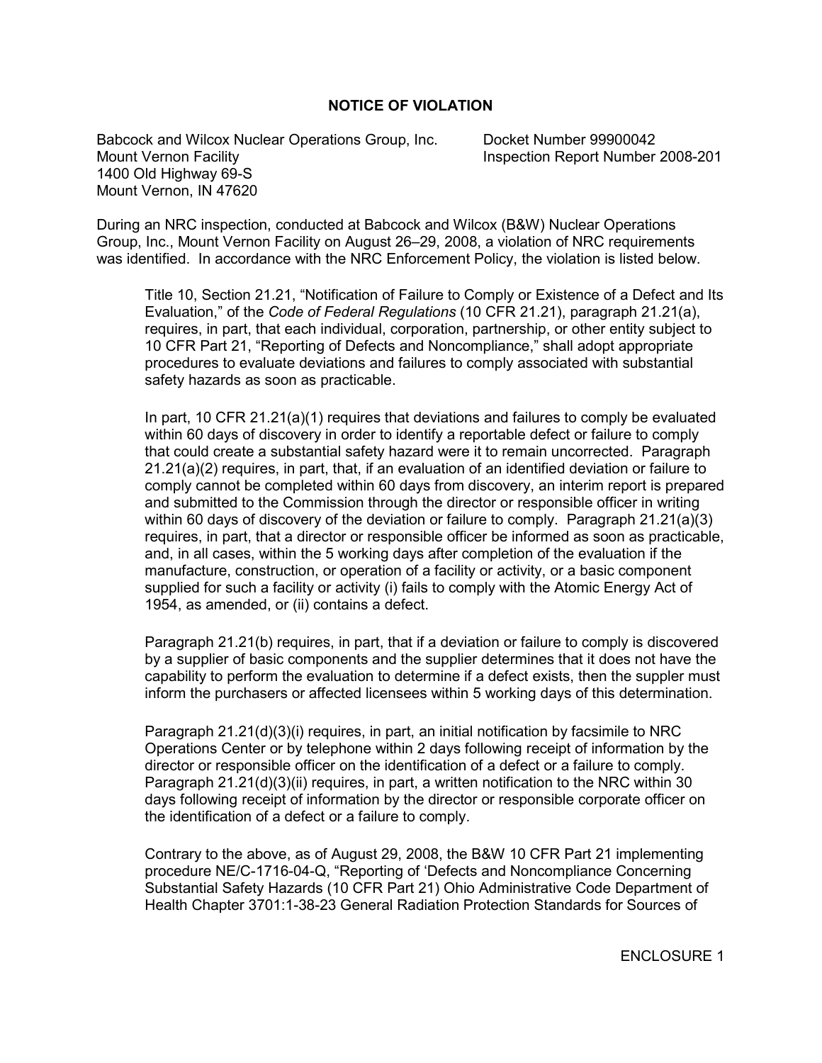## NOTICE OF VIOLATION

Babcock and Wilcox Nuclear Operations Group, Inc.
Mount Vernon Facility
1400 Old Highway 69-S
Mount Vernon, IN 47620

Docket Number 99900042
Inspection Report Number 2008-201

During an NRC inspection, conducted at Babcock and Wilcox (B&W) Nuclear Operations Group, Inc., Mount Vernon Facility on August 26–29, 2008, a violation of NRC requirements was identified. In accordance with the NRC Enforcement Policy, the violation is listed below.

> Title 10, Section 21.21, "Notification of Failure to Comply or Existence of a Defect and Its Evaluation," of the *Code of Federal Regulations* (10 CFR 21.21), paragraph 21.21(a), requires, in part, that each individual, corporation, partnership, or other entity subject to 10 CFR Part 21, "Reporting of Defects and Noncompliance," shall adopt appropriate procedures to evaluate deviations and failures to comply associated with substantial safety hazards as soon as practicable.
>
> In part, 10 CFR 21.21(a)(1) requires that deviations and failures to comply be evaluated within 60 days of discovery in order to identify a reportable defect or failure to comply that could create a substantial safety hazard were it to remain uncorrected. Paragraph 21.21(a)(2) requires, in part, that, if an evaluation of an identified deviation or failure to comply cannot be completed within 60 days from discovery, an interim report is prepared and submitted to the Commission through the director or responsible officer in writing within 60 days of discovery of the deviation or failure to comply. Paragraph 21.21(a)(3) requires, in part, that a director or responsible officer be informed as soon as practicable, and, in all cases, within the 5 working days after completion of the evaluation if the manufacture, construction, or operation of a facility or activity, or a basic component supplied for such a facility or activity (i) fails to comply with the Atomic Energy Act of 1954, as amended, or (ii) contains a defect.
>
> Paragraph 21.21(b) requires, in part, that if a deviation or failure to comply is discovered by a supplier of basic components and the supplier determines that it does not have the capability to perform the evaluation to determine if a defect exists, then the suppler must inform the purchasers or affected licensees within 5 working days of this determination.
>
> Paragraph 21.21(d)(3)(i) requires, in part, an initial notification by facsimile to NRC Operations Center or by telephone within 2 days following receipt of information by the director or responsible officer on the identification of a defect or a failure to comply. Paragraph 21.21(d)(3)(ii) requires, in part, a written notification to the NRC within 30 days following receipt of information by the director or responsible corporate officer on the identification of a defect or a failure to comply.
>
> Contrary to the above, as of August 29, 2008, the B&W 10 CFR Part 21 implementing procedure NE/C-1716-04-Q, "Reporting of 'Defects and Noncompliance Concerning Substantial Safety Hazards (10 CFR Part 21) Ohio Administrative Code Department of Health Chapter 3701:1-38-23 General Radiation Protection Standards for Sources of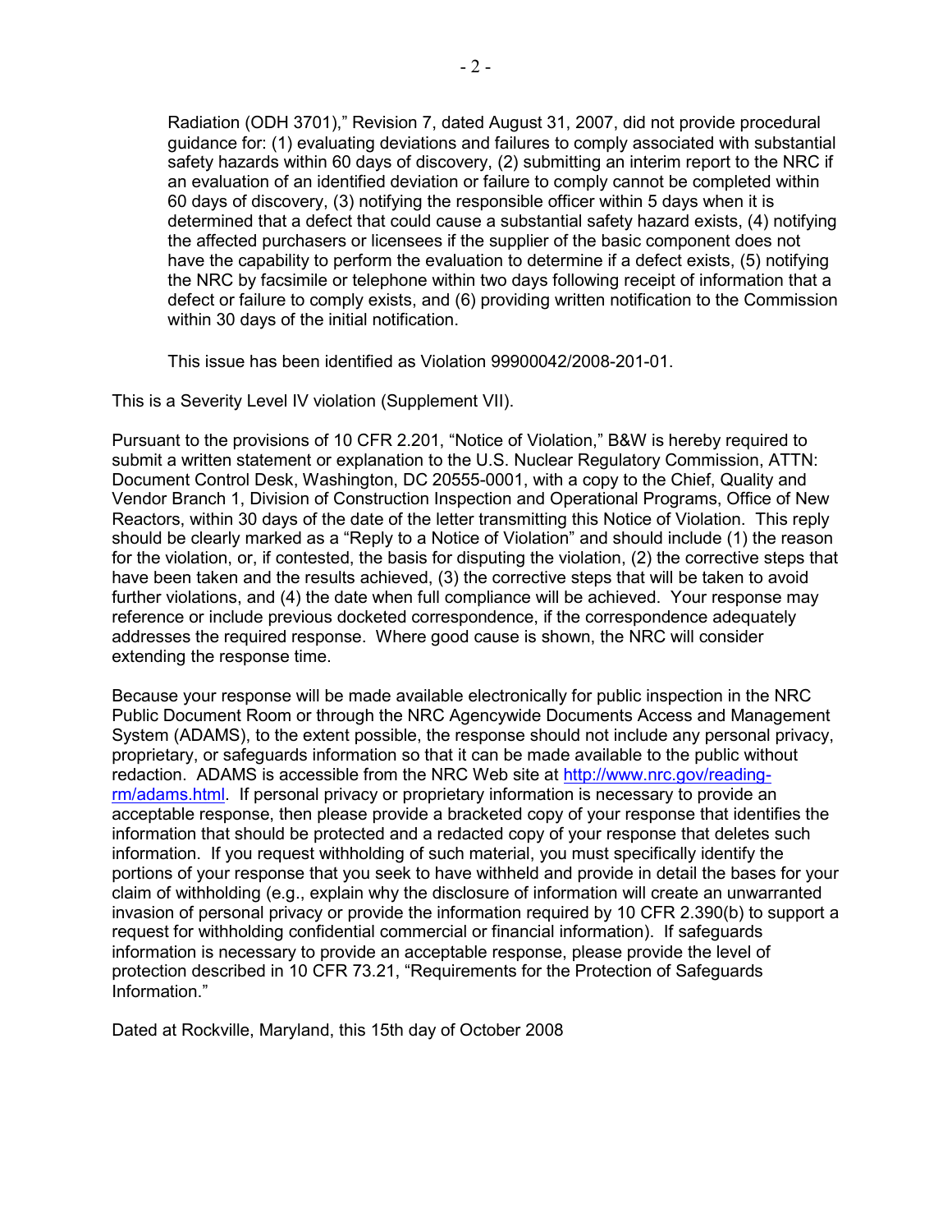Radiation (ODH 3701)," Revision 7, dated August 31, 2007, did not provide procedural guidance for: (1) evaluating deviations and failures to comply associated with substantial safety hazards within 60 days of discovery, (2) submitting an interim report to the NRC if an evaluation of an identified deviation or failure to comply cannot be completed within 60 days of discovery, (3) notifying the responsible officer within 5 days when it is determined that a defect that could cause a substantial safety hazard exists, (4) notifying the affected purchasers or licensees if the supplier of the basic component does not have the capability to perform the evaluation to determine if a defect exists, (5) notifying the NRC by facsimile or telephone within two days following receipt of information that a defect or failure to comply exists, and (6) providing written notification to the Commission within 30 days of the initial notification.

This issue has been identified as Violation 99900042/2008-201-01.

This is a Severity Level IV violation (Supplement VII).

Pursuant to the provisions of 10 CFR 2.201, "Notice of Violation," B&W is hereby required to submit a written statement or explanation to the U.S. Nuclear Regulatory Commission, ATTN: Document Control Desk, Washington, DC 20555-0001, with a copy to the Chief, Quality and Vendor Branch 1, Division of Construction Inspection and Operational Programs, Office of New Reactors, within 30 days of the date of the letter transmitting this Notice of Violation. This reply should be clearly marked as a "Reply to a Notice of Violation" and should include (1) the reason for the violation, or, if contested, the basis for disputing the violation, (2) the corrective steps that have been taken and the results achieved, (3) the corrective steps that will be taken to avoid further violations, and (4) the date when full compliance will be achieved. Your response may reference or include previous docketed correspondence, if the correspondence adequately addresses the required response. Where good cause is shown, the NRC will consider extending the response time.

Because your response will be made available electronically for public inspection in the NRC Public Document Room or through the NRC Agencywide Documents Access and Management System (ADAMS), to the extent possible, the response should not include any personal privacy, proprietary, or safeguards information so that it can be made available to the public without redaction. ADAMS is accessible from the NRC Web site at http://www.nrc.gov/reading-rm/adams.html. If personal privacy or proprietary information is necessary to provide an acceptable response, then please provide a bracketed copy of your response that identifies the information that should be protected and a redacted copy of your response that deletes such information. If you request withholding of such material, you must specifically identify the portions of your response that you seek to have withheld and provide in detail the bases for your claim of withholding (e.g., explain why the disclosure of information will create an unwarranted invasion of personal privacy or provide the information required by 10 CFR 2.390(b) to support a request for withholding confidential commercial or financial information). If safeguards information is necessary to provide an acceptable response, please provide the level of protection described in 10 CFR 73.21, "Requirements for the Protection of Safeguards Information."

Dated at Rockville, Maryland, this 15th day of October 2008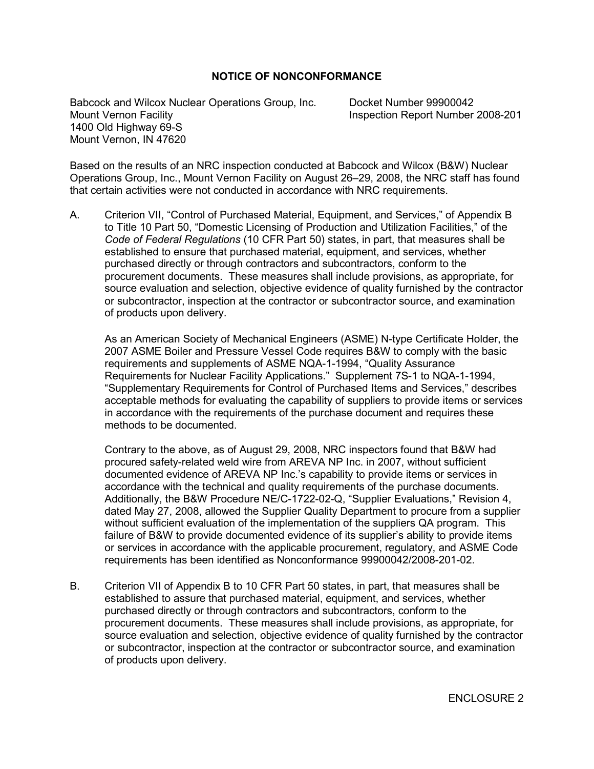## NOTICE OF NONCONFORMANCE

Babcock and Wilcox Nuclear Operations Group, Inc.
Mount Vernon Facility
1400 Old Highway 69-S
Mount Vernon, IN 47620

Docket Number 99900042
Inspection Report Number 2008-201

Based on the results of an NRC inspection conducted at Babcock and Wilcox (B&W) Nuclear Operations Group, Inc., Mount Vernon Facility on August 26–29, 2008, the NRC staff has found that certain activities were not conducted in accordance with NRC requirements.

A. Criterion VII, "Control of Purchased Material, Equipment, and Services," of Appendix B to Title 10 Part 50, "Domestic Licensing of Production and Utilization Facilities," of the *Code of Federal Regulations* (10 CFR Part 50) states, in part, that measures shall be established to ensure that purchased material, equipment, and services, whether purchased directly or through contractors and subcontractors, conform to the procurement documents. These measures shall include provisions, as appropriate, for source evaluation and selection, objective evidence of quality furnished by the contractor or subcontractor, inspection at the contractor or subcontractor source, and examination of products upon delivery.

   As an American Society of Mechanical Engineers (ASME) N-type Certificate Holder, the 2007 ASME Boiler and Pressure Vessel Code requires B&W to comply with the basic requirements and supplements of ASME NQA-1-1994, "Quality Assurance Requirements for Nuclear Facility Applications." Supplement 7S-1 to NQA-1-1994, "Supplementary Requirements for Control of Purchased Items and Services," describes acceptable methods for evaluating the capability of suppliers to provide items or services in accordance with the requirements of the purchase document and requires these methods to be documented.

   Contrary to the above, as of August 29, 2008, NRC inspectors found that B&W had procured safety-related weld wire from AREVA NP Inc. in 2007, without sufficient documented evidence of AREVA NP Inc.'s capability to provide items or services in accordance with the technical and quality requirements of the purchase documents. Additionally, the B&W Procedure NE/C-1722-02-Q, "Supplier Evaluations," Revision 4, dated May 27, 2008, allowed the Supplier Quality Department to procure from a supplier without sufficient evaluation of the implementation of the suppliers QA program. This failure of B&W to provide documented evidence of its supplier's ability to provide items or services in accordance with the applicable procurement, regulatory, and ASME Code requirements has been identified as Nonconformance 99900042/2008-201-02.

B. Criterion VII of Appendix B to 10 CFR Part 50 states, in part, that measures shall be established to assure that purchased material, equipment, and services, whether purchased directly or through contractors and subcontractors, conform to the procurement documents. These measures shall include provisions, as appropriate, for source evaluation and selection, objective evidence of quality furnished by the contractor or subcontractor, inspection at the contractor or subcontractor source, and examination of products upon delivery.

ENCLOSURE 2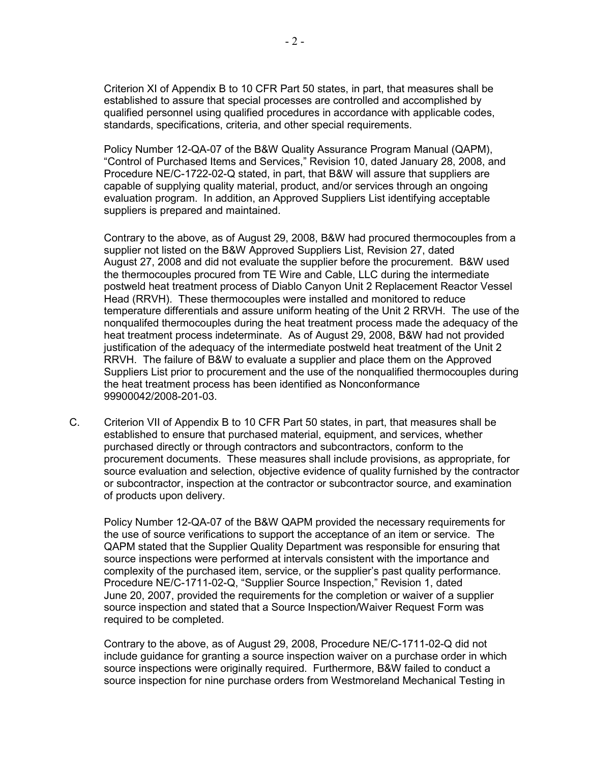Criterion XI of Appendix B to 10 CFR Part 50 states, in part, that measures shall be established to assure that special processes are controlled and accomplished by qualified personnel using qualified procedures in accordance with applicable codes, standards, specifications, criteria, and other special requirements.

Policy Number 12-QA-07 of the B&W Quality Assurance Program Manual (QAPM), "Control of Purchased Items and Services," Revision 10, dated January 28, 2008, and Procedure NE/C-1722-02-Q stated, in part, that B&W will assure that suppliers are capable of supplying quality material, product, and/or services through an ongoing evaluation program. In addition, an Approved Suppliers List identifying acceptable suppliers is prepared and maintained.

Contrary to the above, as of August 29, 2008, B&W had procured thermocouples from a supplier not listed on the B&W Approved Suppliers List, Revision 27, dated August 27, 2008 and did not evaluate the supplier before the procurement. B&W used the thermocouples procured from TE Wire and Cable, LLC during the intermediate postweld heat treatment process of Diablo Canyon Unit 2 Replacement Reactor Vessel Head (RRVH). These thermocouples were installed and monitored to reduce temperature differentials and assure uniform heating of the Unit 2 RRVH. The use of the nonqualifed thermocouples during the heat treatment process made the adequacy of the heat treatment process indeterminate. As of August 29, 2008, B&W had not provided justification of the adequacy of the intermediate postweld heat treatment of the Unit 2 RRVH. The failure of B&W to evaluate a supplier and place them on the Approved Suppliers List prior to procurement and the use of the nonqualified thermocouples during the heat treatment process has been identified as Nonconformance 99900042/2008-201-03.

C. Criterion VII of Appendix B to 10 CFR Part 50 states, in part, that measures shall be established to ensure that purchased material, equipment, and services, whether purchased directly or through contractors and subcontractors, conform to the procurement documents. These measures shall include provisions, as appropriate, for source evaluation and selection, objective evidence of quality furnished by the contractor or subcontractor, inspection at the contractor or subcontractor source, and examination of products upon delivery.

Policy Number 12-QA-07 of the B&W QAPM provided the necessary requirements for the use of source verifications to support the acceptance of an item or service. The QAPM stated that the Supplier Quality Department was responsible for ensuring that source inspections were performed at intervals consistent with the importance and complexity of the purchased item, service, or the supplier's past quality performance. Procedure NE/C-1711-02-Q, "Supplier Source Inspection," Revision 1, dated June 20, 2007, provided the requirements for the completion or waiver of a supplier source inspection and stated that a Source Inspection/Waiver Request Form was required to be completed.

Contrary to the above, as of August 29, 2008, Procedure NE/C-1711-02-Q did not include guidance for granting a source inspection waiver on a purchase order in which source inspections were originally required. Furthermore, B&W failed to conduct a source inspection for nine purchase orders from Westmoreland Mechanical Testing in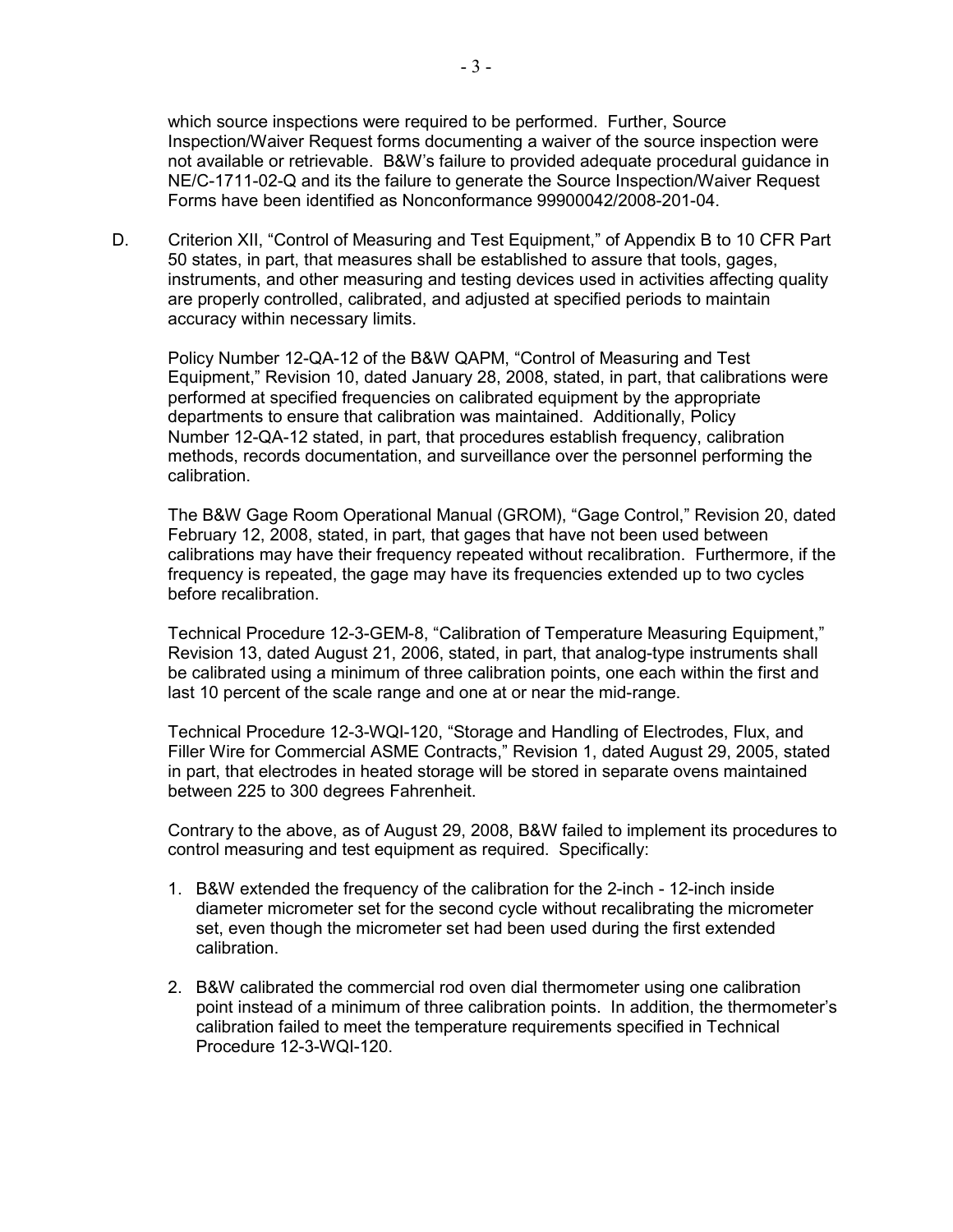which source inspections were required to be performed. Further, Source Inspection/Waiver Request forms documenting a waiver of the source inspection were not available or retrievable. B&W's failure to provided adequate procedural guidance in NE/C-1711-02-Q and its the failure to generate the Source Inspection/Waiver Request Forms have been identified as Nonconformance 99900042/2008-201-04.

D. Criterion XII, "Control of Measuring and Test Equipment," of Appendix B to 10 CFR Part 50 states, in part, that measures shall be established to assure that tools, gages, instruments, and other measuring and testing devices used in activities affecting quality are properly controlled, calibrated, and adjusted at specified periods to maintain accuracy within necessary limits.

   Policy Number 12-QA-12 of the B&W QAPM, "Control of Measuring and Test Equipment," Revision 10, dated January 28, 2008, stated, in part, that calibrations were performed at specified frequencies on calibrated equipment by the appropriate departments to ensure that calibration was maintained. Additionally, Policy Number 12-QA-12 stated, in part, that procedures establish frequency, calibration methods, records documentation, and surveillance over the personnel performing the calibration.

   The B&W Gage Room Operational Manual (GROM), "Gage Control," Revision 20, dated February 12, 2008, stated, in part, that gages that have not been used between calibrations may have their frequency repeated without recalibration. Furthermore, if the frequency is repeated, the gage may have its frequencies extended up to two cycles before recalibration.

   Technical Procedure 12-3-GEM-8, "Calibration of Temperature Measuring Equipment," Revision 13, dated August 21, 2006, stated, in part, that analog-type instruments shall be calibrated using a minimum of three calibration points, one each within the first and last 10 percent of the scale range and one at or near the mid-range.

   Technical Procedure 12-3-WQI-120, "Storage and Handling of Electrodes, Flux, and Filler Wire for Commercial ASME Contracts," Revision 1, dated August 29, 2005, stated in part, that electrodes in heated storage will be stored in separate ovens maintained between 225 to 300 degrees Fahrenheit.

   Contrary to the above, as of August 29, 2008, B&W failed to implement its procedures to control measuring and test equipment as required. Specifically:

   1. B&W extended the frequency of the calibration for the 2-inch - 12-inch inside diameter micrometer set for the second cycle without recalibrating the micrometer set, even though the micrometer set had been used during the first extended calibration.

   2. B&W calibrated the commercial rod oven dial thermometer using one calibration point instead of a minimum of three calibration points. In addition, the thermometer's calibration failed to meet the temperature requirements specified in Technical Procedure 12-3-WQI-120.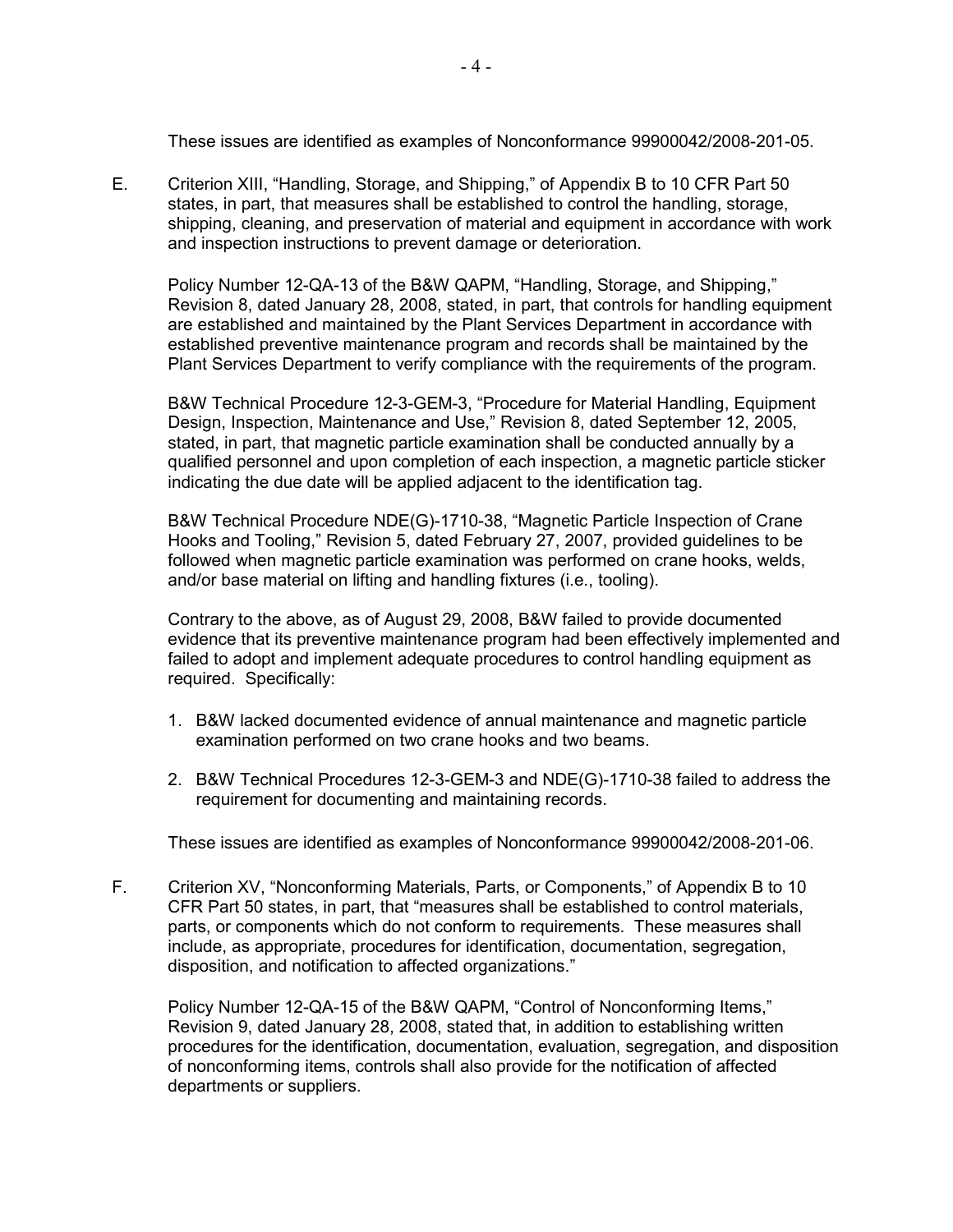These issues are identified as examples of Nonconformance 99900042/2008-201-05.

E. Criterion XIII, "Handling, Storage, and Shipping," of Appendix B to 10 CFR Part 50 states, in part, that measures shall be established to control the handling, storage, shipping, cleaning, and preservation of material and equipment in accordance with work and inspection instructions to prevent damage or deterioration.

   Policy Number 12-QA-13 of the B&W QAPM, "Handling, Storage, and Shipping," Revision 8, dated January 28, 2008, stated, in part, that controls for handling equipment are established and maintained by the Plant Services Department in accordance with established preventive maintenance program and records shall be maintained by the Plant Services Department to verify compliance with the requirements of the program.

   B&W Technical Procedure 12-3-GEM-3, "Procedure for Material Handling, Equipment Design, Inspection, Maintenance and Use," Revision 8, dated September 12, 2005, stated, in part, that magnetic particle examination shall be conducted annually by a qualified personnel and upon completion of each inspection, a magnetic particle sticker indicating the due date will be applied adjacent to the identification tag.

   B&W Technical Procedure NDE(G)-1710-38, "Magnetic Particle Inspection of Crane Hooks and Tooling," Revision 5, dated February 27, 2007, provided guidelines to be followed when magnetic particle examination was performed on crane hooks, welds, and/or base material on lifting and handling fixtures (i.e., tooling).

   Contrary to the above, as of August 29, 2008, B&W failed to provide documented evidence that its preventive maintenance program had been effectively implemented and failed to adopt and implement adequate procedures to control handling equipment as required. Specifically:

   1. B&W lacked documented evidence of annual maintenance and magnetic particle examination performed on two crane hooks and two beams.

   2. B&W Technical Procedures 12-3-GEM-3 and NDE(G)-1710-38 failed to address the requirement for documenting and maintaining records.

   These issues are identified as examples of Nonconformance 99900042/2008-201-06.

F. Criterion XV, "Nonconforming Materials, Parts, or Components," of Appendix B to 10 CFR Part 50 states, in part, that "measures shall be established to control materials, parts, or components which do not conform to requirements. These measures shall include, as appropriate, procedures for identification, documentation, segregation, disposition, and notification to affected organizations."

   Policy Number 12-QA-15 of the B&W QAPM, "Control of Nonconforming Items," Revision 9, dated January 28, 2008, stated that, in addition to establishing written procedures for the identification, documentation, evaluation, segregation, and disposition of nonconforming items, controls shall also provide for the notification of affected departments or suppliers.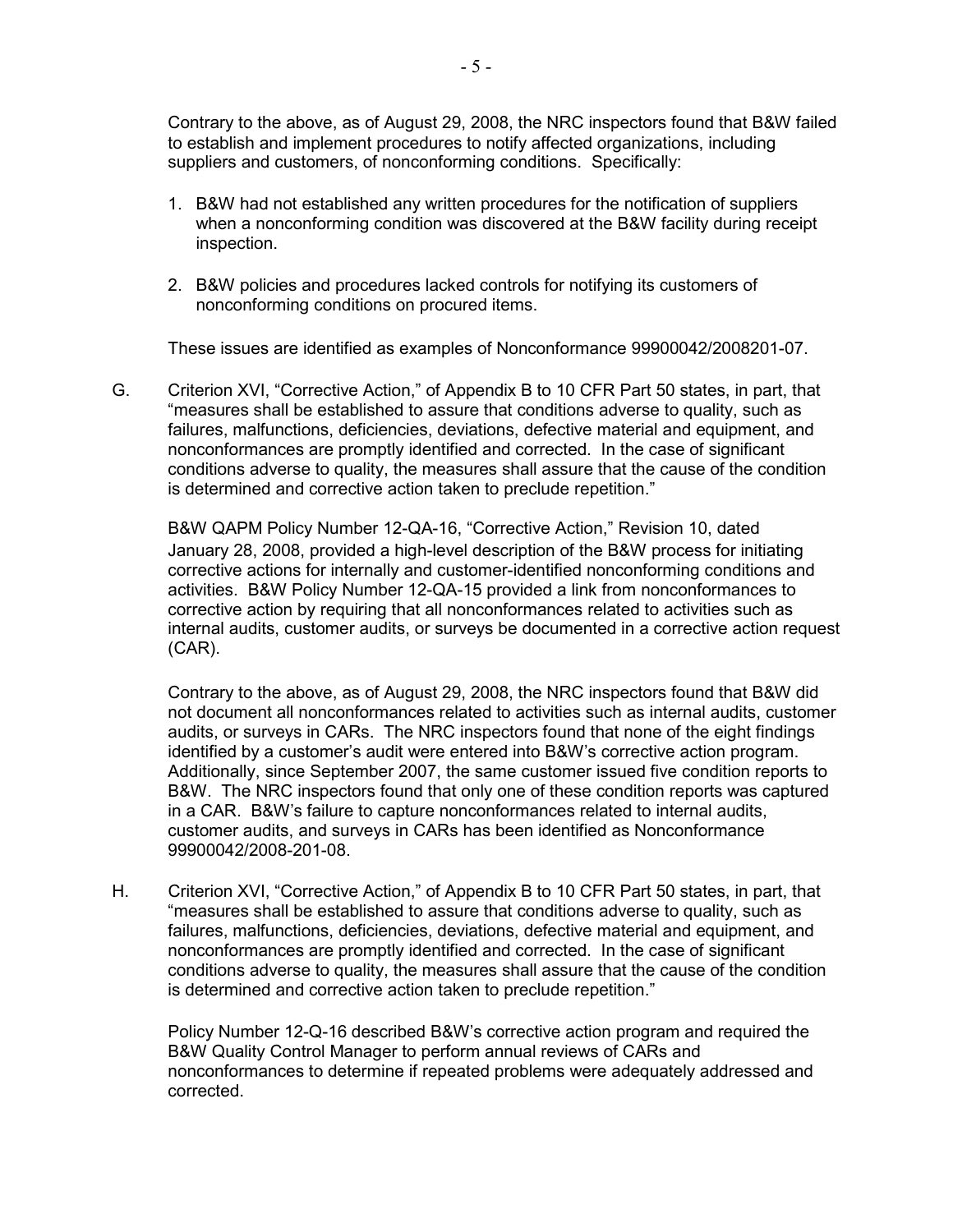Contrary to the above, as of August 29, 2008, the NRC inspectors found that B&W failed to establish and implement procedures to notify affected organizations, including suppliers and customers, of nonconforming conditions. Specifically:

1. B&W had not established any written procedures for the notification of suppliers when a nonconforming condition was discovered at the B&W facility during receipt inspection.

2. B&W policies and procedures lacked controls for notifying its customers of nonconforming conditions on procured items.

These issues are identified as examples of Nonconformance 99900042/2008201-07.

G. Criterion XVI, "Corrective Action," of Appendix B to 10 CFR Part 50 states, in part, that "measures shall be established to assure that conditions adverse to quality, such as failures, malfunctions, deficiencies, deviations, defective material and equipment, and nonconformances are promptly identified and corrected. In the case of significant conditions adverse to quality, the measures shall assure that the cause of the condition is determined and corrective action taken to preclude repetition."

B&W QAPM Policy Number 12-QA-16, "Corrective Action," Revision 10, dated January 28, 2008, provided a high-level description of the B&W process for initiating corrective actions for internally and customer-identified nonconforming conditions and activities. B&W Policy Number 12-QA-15 provided a link from nonconformances to corrective action by requiring that all nonconformances related to activities such as internal audits, customer audits, or surveys be documented in a corrective action request (CAR).

Contrary to the above, as of August 29, 2008, the NRC inspectors found that B&W did not document all nonconformances related to activities such as internal audits, customer audits, or surveys in CARs. The NRC inspectors found that none of the eight findings identified by a customer's audit were entered into B&W's corrective action program. Additionally, since September 2007, the same customer issued five condition reports to B&W. The NRC inspectors found that only one of these condition reports was captured in a CAR. B&W's failure to capture nonconformances related to internal audits, customer audits, and surveys in CARs has been identified as Nonconformance 99900042/2008-201-08.

H. Criterion XVI, "Corrective Action," of Appendix B to 10 CFR Part 50 states, in part, that "measures shall be established to assure that conditions adverse to quality, such as failures, malfunctions, deficiencies, deviations, defective material and equipment, and nonconformances are promptly identified and corrected. In the case of significant conditions adverse to quality, the measures shall assure that the cause of the condition is determined and corrective action taken to preclude repetition."

Policy Number 12-Q-16 described B&W's corrective action program and required the B&W Quality Control Manager to perform annual reviews of CARs and nonconformances to determine if repeated problems were adequately addressed and corrected.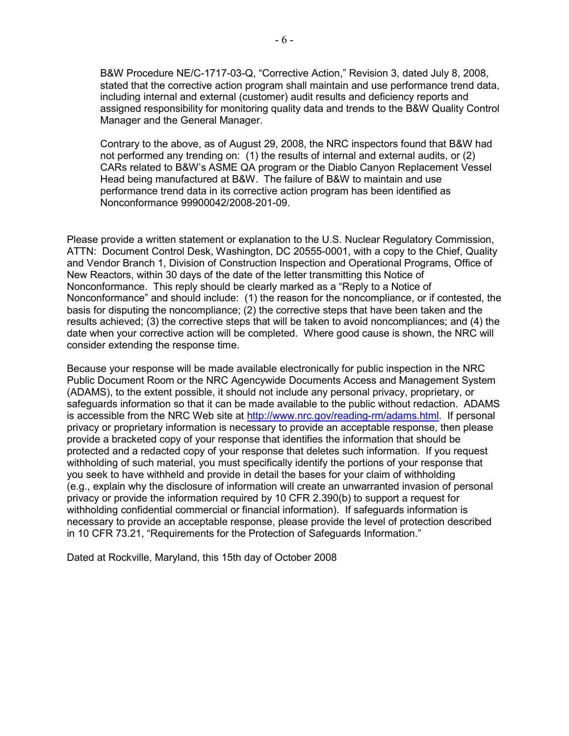B&W Procedure NE/C-1717-03-Q, "Corrective Action," Revision 3, dated July 8, 2008, stated that the corrective action program shall maintain and use performance trend data, including internal and external (customer) audit results and deficiency reports and assigned responsibility for monitoring quality data and trends to the B&W Quality Control Manager and the General Manager.

Contrary to the above, as of August 29, 2008, the NRC inspectors found that B&W had not performed any trending on: (1) the results of internal and external audits, or (2) CARs related to B&W's ASME QA program or the Diablo Canyon Replacement Vessel Head being manufactured at B&W. The failure of B&W to maintain and use performance trend data in its corrective action program has been identified as Nonconformance 99900042/2008-201-09.

Please provide a written statement or explanation to the U.S. Nuclear Regulatory Commission, ATTN: Document Control Desk, Washington, DC 20555-0001, with a copy to the Chief, Quality and Vendor Branch 1, Division of Construction Inspection and Operational Programs, Office of New Reactors, within 30 days of the date of the letter transmitting this Notice of Nonconformance. This reply should be clearly marked as a "Reply to a Notice of Nonconformance" and should include: (1) the reason for the noncompliance, or if contested, the basis for disputing the noncompliance; (2) the corrective steps that have been taken and the results achieved; (3) the corrective steps that will be taken to avoid noncompliances; and (4) the date when your corrective action will be completed. Where good cause is shown, the NRC will consider extending the response time.

Because your response will be made available electronically for public inspection in the NRC Public Document Room or the NRC Agencywide Documents Access and Management System (ADAMS), to the extent possible, it should not include any personal privacy, proprietary, or safeguards information so that it can be made available to the public without redaction. ADAMS is accessible from the NRC Web site at http://www.nrc.gov/reading-rm/adams.html. If personal privacy or proprietary information is necessary to provide an acceptable response, then please provide a bracketed copy of your response that identifies the information that should be protected and a redacted copy of your response that deletes such information. If you request withholding of such material, you must specifically identify the portions of your response that you seek to have withheld and provide in detail the bases for your claim of withholding (e.g., explain why the disclosure of information will create an unwarranted invasion of personal privacy or provide the information required by 10 CFR 2.390(b) to support a request for withholding confidential commercial or financial information). If safeguards information is necessary to provide an acceptable response, please provide the level of protection described in 10 CFR 73.21, "Requirements for the Protection of Safeguards Information."

Dated at Rockville, Maryland, this 15th day of October 2008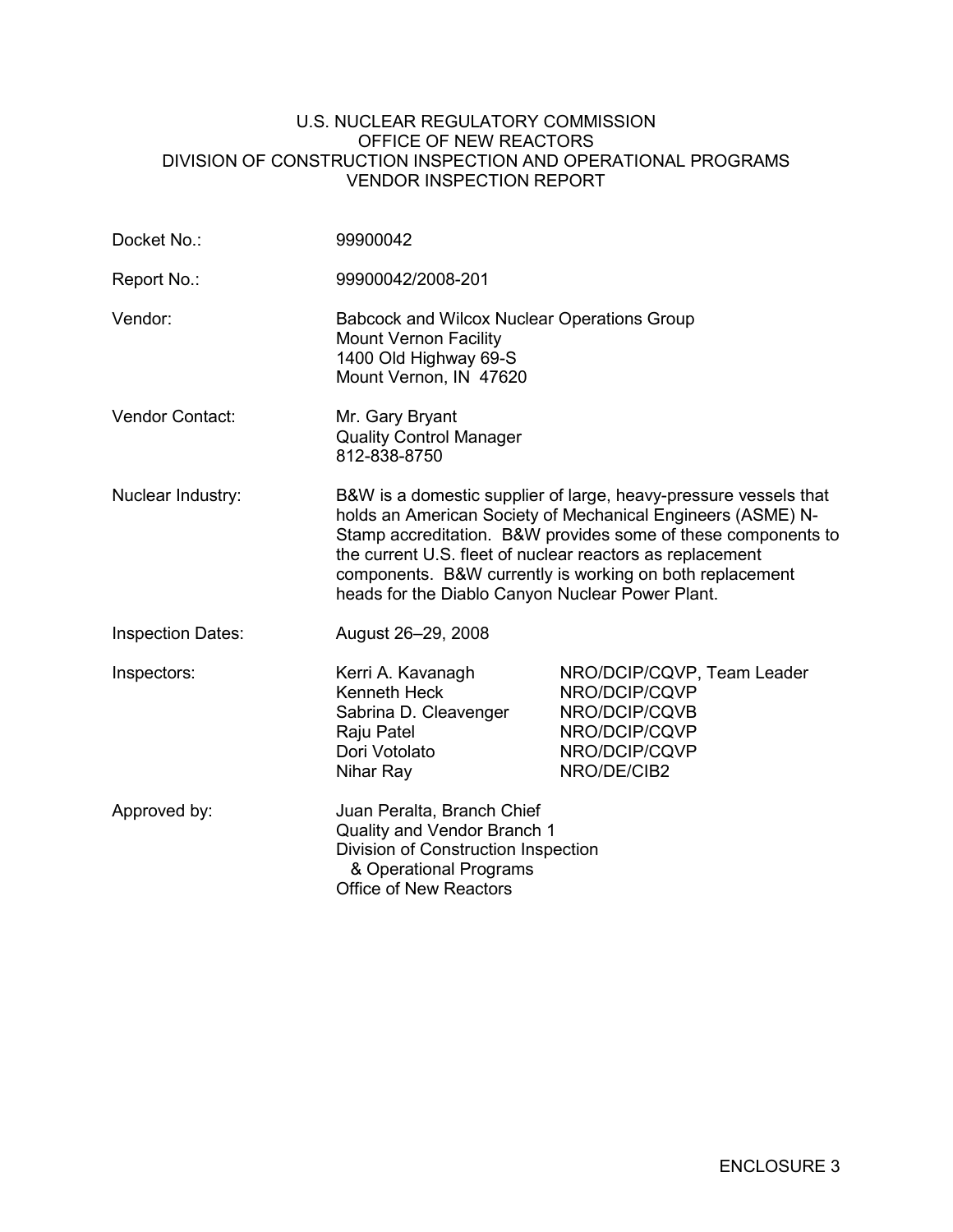U.S. NUCLEAR REGULATORY COMMISSION
OFFICE OF NEW REACTORS
DIVISION OF CONSTRUCTION INSPECTION AND OPERATIONAL PROGRAMS
VENDOR INSPECTION REPORT

| | | |
|---|---|---|
| Docket No.: | 99900042 | |
| Report No.: | 99900042/2008-201 | |
| Vendor: | Babcock and Wilcox Nuclear Operations Group<br>Mount Vernon Facility<br>1400 Old Highway 69-S<br>Mount Vernon, IN 47620 | |
| Vendor Contact: | Mr. Gary Bryant<br>Quality Control Manager<br>812-838-8750 | |
| Nuclear Industry: | B&W is a domestic supplier of large, heavy-pressure vessels that holds an American Society of Mechanical Engineers (ASME) N-Stamp accreditation. B&W provides some of these components to the current U.S. fleet of nuclear reactors as replacement components. B&W currently is working on both replacement heads for the Diablo Canyon Nuclear Power Plant. | |
| Inspection Dates: | August 26–29, 2008 | |
| Inspectors: | Kerri A. Kavanagh | NRO/DCIP/CQVP, Team Leader |
| | Kenneth Heck | NRO/DCIP/CQVP |
| | Sabrina D. Cleavenger | NRO/DCIP/CQVB |
| | Raju Patel | NRO/DCIP/CQVP |
| | Dori Votolato | NRO/DCIP/CQVP |
| | Nihar Ray | NRO/DE/CIB2 |
| Approved by: | Juan Peralta, Branch Chief<br>Quality and Vendor Branch 1<br>Division of Construction Inspection & Operational Programs<br>Office of New Reactors | |

ENCLOSURE 3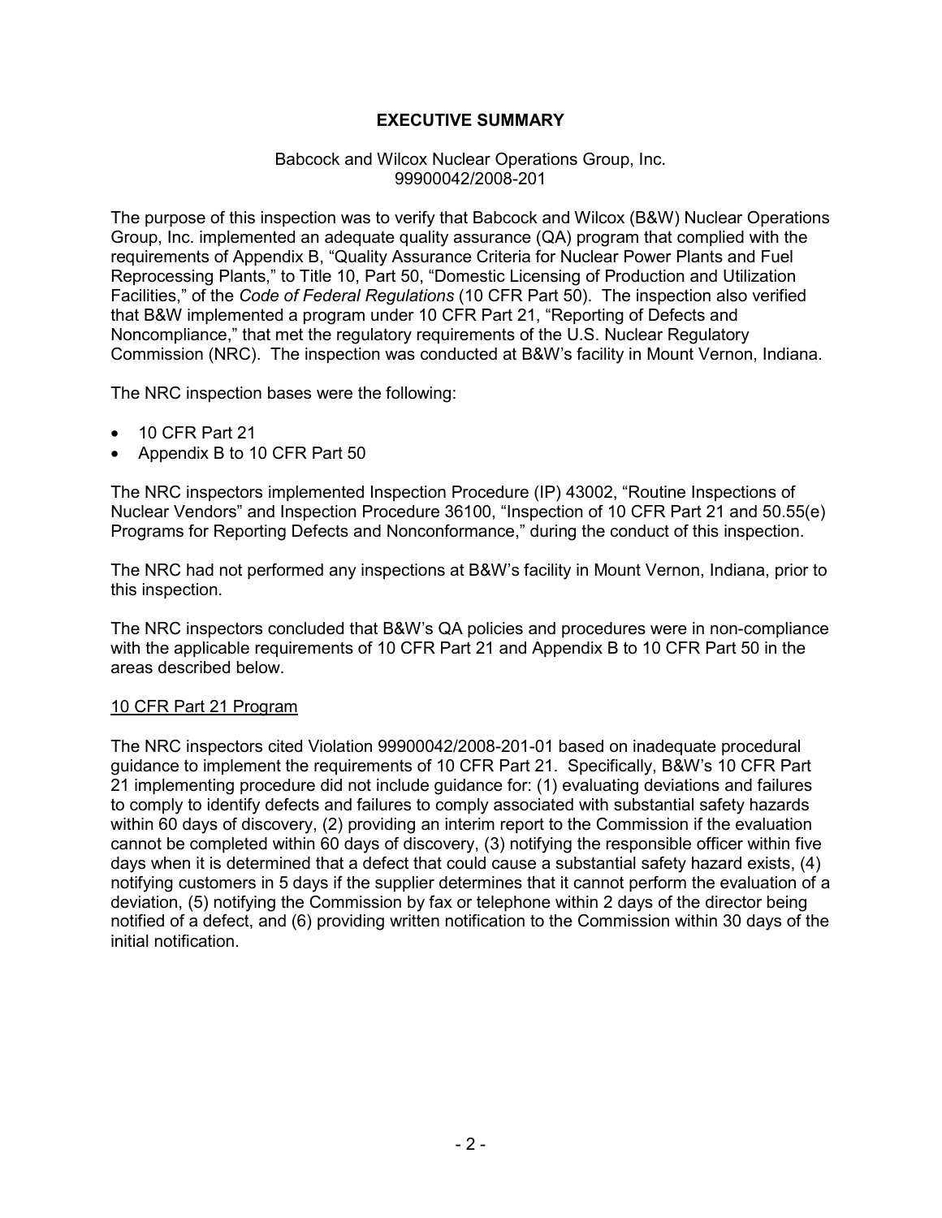# EXECUTIVE SUMMARY

Babcock and Wilcox Nuclear Operations Group, Inc.
99900042/2008-201

The purpose of this inspection was to verify that Babcock and Wilcox (B&W) Nuclear Operations Group, Inc. implemented an adequate quality assurance (QA) program that complied with the requirements of Appendix B, "Quality Assurance Criteria for Nuclear Power Plants and Fuel Reprocessing Plants," to Title 10, Part 50, "Domestic Licensing of Production and Utilization Facilities," of the *Code of Federal Regulations* (10 CFR Part 50). The inspection also verified that B&W implemented a program under 10 CFR Part 21, "Reporting of Defects and Noncompliance," that met the regulatory requirements of the U.S. Nuclear Regulatory Commission (NRC). The inspection was conducted at B&W's facility in Mount Vernon, Indiana.

The NRC inspection bases were the following:

- 10 CFR Part 21
- Appendix B to 10 CFR Part 50

The NRC inspectors implemented Inspection Procedure (IP) 43002, "Routine Inspections of Nuclear Vendors" and Inspection Procedure 36100, "Inspection of 10 CFR Part 21 and 50.55(e) Programs for Reporting Defects and Nonconformance," during the conduct of this inspection.

The NRC had not performed any inspections at B&W's facility in Mount Vernon, Indiana, prior to this inspection.

The NRC inspectors concluded that B&W's QA policies and procedures were in non-compliance with the applicable requirements of 10 CFR Part 21 and Appendix B to 10 CFR Part 50 in the areas described below.

## 10 CFR Part 21 Program

The NRC inspectors cited Violation 99900042/2008-201-01 based on inadequate procedural guidance to implement the requirements of 10 CFR Part 21. Specifically, B&W's 10 CFR Part 21 implementing procedure did not include guidance for: (1) evaluating deviations and failures to comply to identify defects and failures to comply associated with substantial safety hazards within 60 days of discovery, (2) providing an interim report to the Commission if the evaluation cannot be completed within 60 days of discovery, (3) notifying the responsible officer within five days when it is determined that a defect that could cause a substantial safety hazard exists, (4) notifying customers in 5 days if the supplier determines that it cannot perform the evaluation of a deviation, (5) notifying the Commission by fax or telephone within 2 days of the director being notified of a defect, and (6) providing written notification to the Commission within 30 days of the initial notification.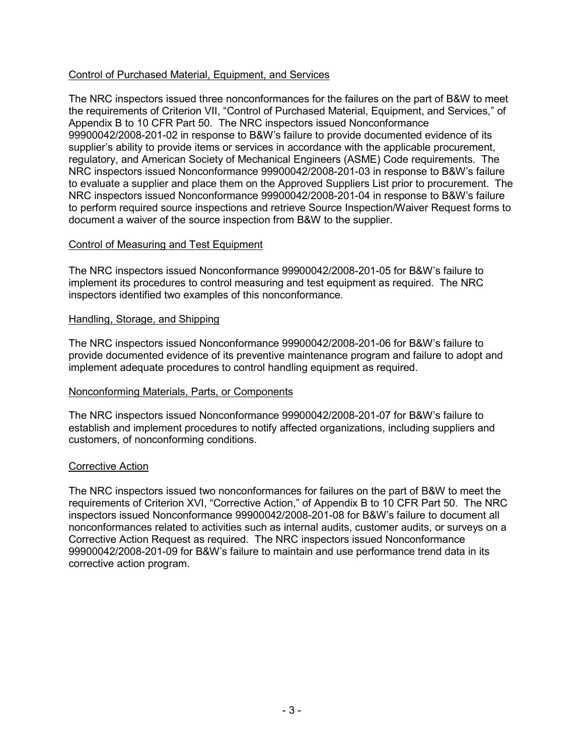Control of Purchased Material, Equipment, and Services

The NRC inspectors issued three nonconformances for the failures on the part of B&W to meet the requirements of Criterion VII, "Control of Purchased Material, Equipment, and Services," of Appendix B to 10 CFR Part 50. The NRC inspectors issued Nonconformance 99900042/2008-201-02 in response to B&W's failure to provide documented evidence of its supplier's ability to provide items or services in accordance with the applicable procurement, regulatory, and American Society of Mechanical Engineers (ASME) Code requirements. The NRC inspectors issued Nonconformance 99900042/2008-201-03 in response to B&W's failure to evaluate a supplier and place them on the Approved Suppliers List prior to procurement. The NRC inspectors issued Nonconformance 99900042/2008-201-04 in response to B&W's failure to perform required source inspections and retrieve Source Inspection/Waiver Request forms to document a waiver of the source inspection from B&W to the supplier.

Control of Measuring and Test Equipment

The NRC inspectors issued Nonconformance 99900042/2008-201-05 for B&W's failure to implement its procedures to control measuring and test equipment as required. The NRC inspectors identified two examples of this nonconformance.

Handling, Storage, and Shipping

The NRC inspectors issued Nonconformance 99900042/2008-201-06 for B&W's failure to provide documented evidence of its preventive maintenance program and failure to adopt and implement adequate procedures to control handling equipment as required.

Nonconforming Materials, Parts, or Components

The NRC inspectors issued Nonconformance 99900042/2008-201-07 for B&W's failure to establish and implement procedures to notify affected organizations, including suppliers and customers, of nonconforming conditions.

Corrective Action

The NRC inspectors issued two nonconformances for failures on the part of B&W to meet the requirements of Criterion XVI, "Corrective Action," of Appendix B to 10 CFR Part 50. The NRC inspectors issued Nonconformance 99900042/2008-201-08 for B&W's failure to document all nonconformances related to activities such as internal audits, customer audits, or surveys on a Corrective Action Request as required. The NRC inspectors issued Nonconformance 99900042/2008-201-09 for B&W's failure to maintain and use performance trend data in its corrective action program.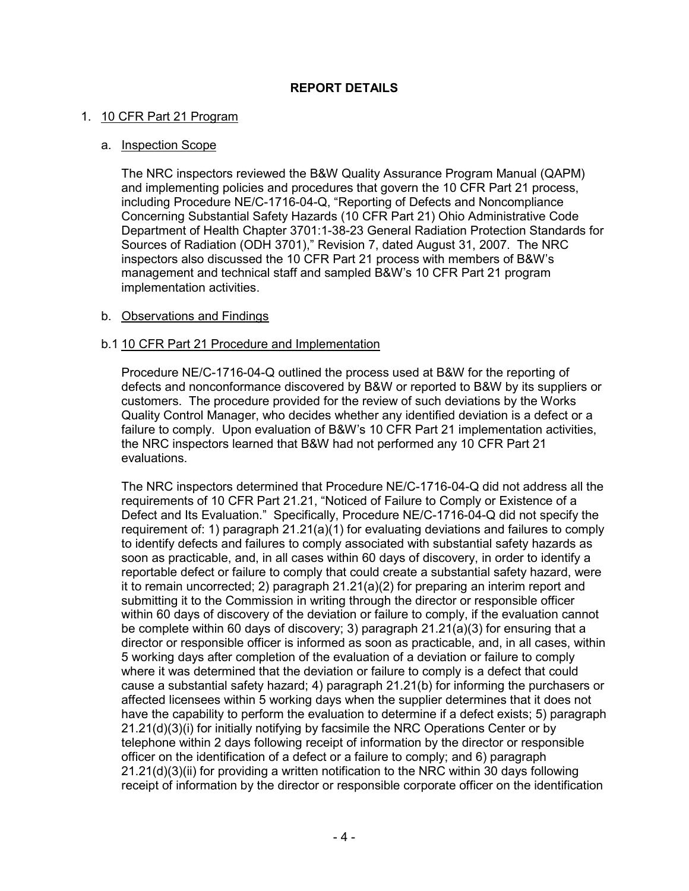## REPORT DETAILS

1. 10 CFR Part 21 Program

   a. Inspection Scope

   The NRC inspectors reviewed the B&W Quality Assurance Program Manual (QAPM) and implementing policies and procedures that govern the 10 CFR Part 21 process, including Procedure NE/C-1716-04-Q, "Reporting of Defects and Noncompliance Concerning Substantial Safety Hazards (10 CFR Part 21) Ohio Administrative Code Department of Health Chapter 3701:1-38-23 General Radiation Protection Standards for Sources of Radiation (ODH 3701)," Revision 7, dated August 31, 2007. The NRC inspectors also discussed the 10 CFR Part 21 process with members of B&W's management and technical staff and sampled B&W's 10 CFR Part 21 program implementation activities.

   b. Observations and Findings

   b.1 10 CFR Part 21 Procedure and Implementation

   Procedure NE/C-1716-04-Q outlined the process used at B&W for the reporting of defects and nonconformance discovered by B&W or reported to B&W by its suppliers or customers. The procedure provided for the review of such deviations by the Works Quality Control Manager, who decides whether any identified deviation is a defect or a failure to comply. Upon evaluation of B&W's 10 CFR Part 21 implementation activities, the NRC inspectors learned that B&W had not performed any 10 CFR Part 21 evaluations.

   The NRC inspectors determined that Procedure NE/C-1716-04-Q did not address all the requirements of 10 CFR Part 21.21, "Noticed of Failure to Comply or Existence of a Defect and Its Evaluation." Specifically, Procedure NE/C-1716-04-Q did not specify the requirement of: 1) paragraph 21.21(a)(1) for evaluating deviations and failures to comply to identify defects and failures to comply associated with substantial safety hazards as soon as practicable, and, in all cases within 60 days of discovery, in order to identify a reportable defect or failure to comply that could create a substantial safety hazard, were it to remain uncorrected; 2) paragraph 21.21(a)(2) for preparing an interim report and submitting it to the Commission in writing through the director or responsible officer within 60 days of discovery of the deviation or failure to comply, if the evaluation cannot be complete within 60 days of discovery; 3) paragraph 21.21(a)(3) for ensuring that a director or responsible officer is informed as soon as practicable, and, in all cases, within 5 working days after completion of the evaluation of a deviation or failure to comply where it was determined that the deviation or failure to comply is a defect that could cause a substantial safety hazard; 4) paragraph 21.21(b) for informing the purchasers or affected licensees within 5 working days when the supplier determines that it does not have the capability to perform the evaluation to determine if a defect exists; 5) paragraph 21.21(d)(3)(i) for initially notifying by facsimile the NRC Operations Center or by telephone within 2 days following receipt of information by the director or responsible officer on the identification of a defect or a failure to comply; and 6) paragraph 21.21(d)(3)(ii) for providing a written notification to the NRC within 30 days following receipt of information by the director or responsible corporate officer on the identification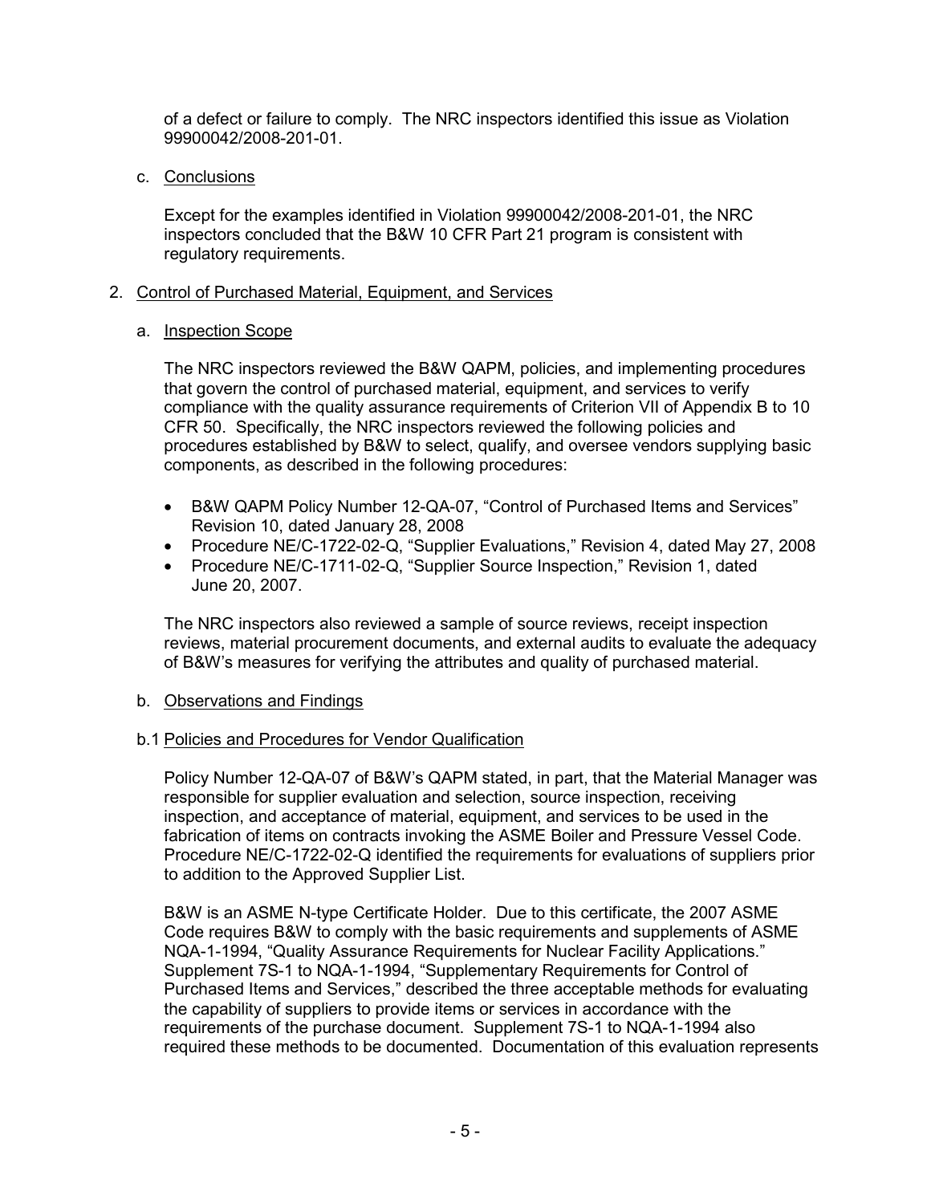of a defect or failure to comply. The NRC inspectors identified this issue as Violation 99900042/2008-201-01.

c. Conclusions

Except for the examples identified in Violation 99900042/2008-201-01, the NRC inspectors concluded that the B&W 10 CFR Part 21 program is consistent with regulatory requirements.

2. Control of Purchased Material, Equipment, and Services

a. Inspection Scope

The NRC inspectors reviewed the B&W QAPM, policies, and implementing procedures that govern the control of purchased material, equipment, and services to verify compliance with the quality assurance requirements of Criterion VII of Appendix B to 10 CFR 50. Specifically, the NRC inspectors reviewed the following policies and procedures established by B&W to select, qualify, and oversee vendors supplying basic components, as described in the following procedures:

- B&W QAPM Policy Number 12-QA-07, "Control of Purchased Items and Services" Revision 10, dated January 28, 2008
- Procedure NE/C-1722-02-Q, "Supplier Evaluations," Revision 4, dated May 27, 2008
- Procedure NE/C-1711-02-Q, "Supplier Source Inspection," Revision 1, dated June 20, 2007.

The NRC inspectors also reviewed a sample of source reviews, receipt inspection reviews, material procurement documents, and external audits to evaluate the adequacy of B&W's measures for verifying the attributes and quality of purchased material.

b. Observations and Findings

b.1 Policies and Procedures for Vendor Qualification

Policy Number 12-QA-07 of B&W's QAPM stated, in part, that the Material Manager was responsible for supplier evaluation and selection, source inspection, receiving inspection, and acceptance of material, equipment, and services to be used in the fabrication of items on contracts invoking the ASME Boiler and Pressure Vessel Code. Procedure NE/C-1722-02-Q identified the requirements for evaluations of suppliers prior to addition to the Approved Supplier List.

B&W is an ASME N-type Certificate Holder. Due to this certificate, the 2007 ASME Code requires B&W to comply with the basic requirements and supplements of ASME NQA-1-1994, "Quality Assurance Requirements for Nuclear Facility Applications." Supplement 7S-1 to NQA-1-1994, "Supplementary Requirements for Control of Purchased Items and Services," described the three acceptable methods for evaluating the capability of suppliers to provide items or services in accordance with the requirements of the purchase document. Supplement 7S-1 to NQA-1-1994 also required these methods to be documented. Documentation of this evaluation represents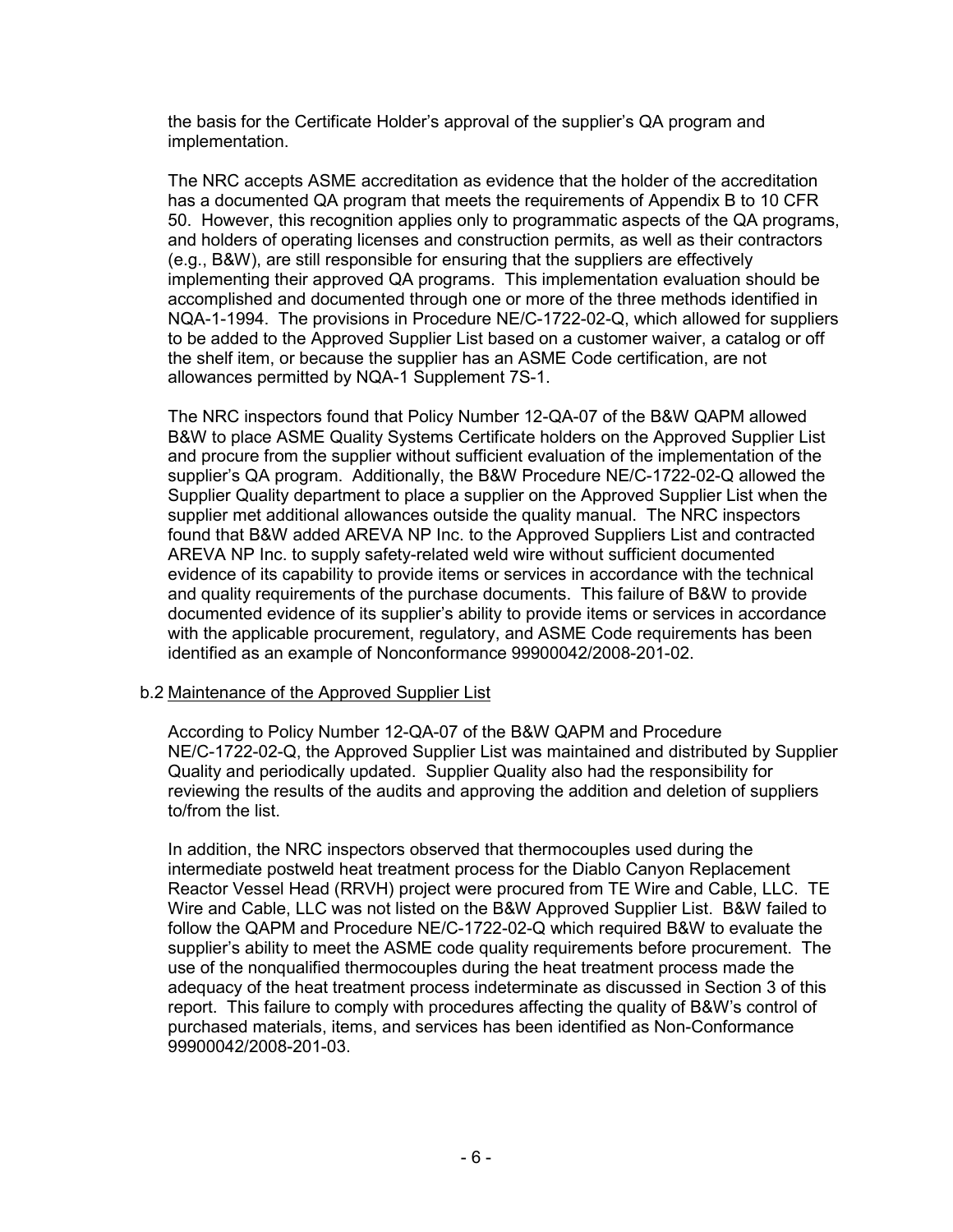the basis for the Certificate Holder's approval of the supplier's QA program and implementation.

The NRC accepts ASME accreditation as evidence that the holder of the accreditation has a documented QA program that meets the requirements of Appendix B to 10 CFR 50. However, this recognition applies only to programmatic aspects of the QA programs, and holders of operating licenses and construction permits, as well as their contractors (e.g., B&W), are still responsible for ensuring that the suppliers are effectively implementing their approved QA programs. This implementation evaluation should be accomplished and documented through one or more of the three methods identified in NQA-1-1994. The provisions in Procedure NE/C-1722-02-Q, which allowed for suppliers to be added to the Approved Supplier List based on a customer waiver, a catalog or off the shelf item, or because the supplier has an ASME Code certification, are not allowances permitted by NQA-1 Supplement 7S-1.

The NRC inspectors found that Policy Number 12-QA-07 of the B&W QAPM allowed B&W to place ASME Quality Systems Certificate holders on the Approved Supplier List and procure from the supplier without sufficient evaluation of the implementation of the supplier's QA program. Additionally, the B&W Procedure NE/C-1722-02-Q allowed the Supplier Quality department to place a supplier on the Approved Supplier List when the supplier met additional allowances outside the quality manual. The NRC inspectors found that B&W added AREVA NP Inc. to the Approved Suppliers List and contracted AREVA NP Inc. to supply safety-related weld wire without sufficient documented evidence of its capability to provide items or services in accordance with the technical and quality requirements of the purchase documents. This failure of B&W to provide documented evidence of its supplier's ability to provide items or services in accordance with the applicable procurement, regulatory, and ASME Code requirements has been identified as an example of Nonconformance 99900042/2008-201-02.

b.2 Maintenance of the Approved Supplier List

According to Policy Number 12-QA-07 of the B&W QAPM and Procedure NE/C-1722-02-Q, the Approved Supplier List was maintained and distributed by Supplier Quality and periodically updated. Supplier Quality also had the responsibility for reviewing the results of the audits and approving the addition and deletion of suppliers to/from the list.

In addition, the NRC inspectors observed that thermocouples used during the intermediate postweld heat treatment process for the Diablo Canyon Replacement Reactor Vessel Head (RRVH) project were procured from TE Wire and Cable, LLC. TE Wire and Cable, LLC was not listed on the B&W Approved Supplier List. B&W failed to follow the QAPM and Procedure NE/C-1722-02-Q which required B&W to evaluate the supplier's ability to meet the ASME code quality requirements before procurement. The use of the nonqualified thermocouples during the heat treatment process made the adequacy of the heat treatment process indeterminate as discussed in Section 3 of this report. This failure to comply with procedures affecting the quality of B&W's control of purchased materials, items, and services has been identified as Non-Conformance 99900042/2008-201-03.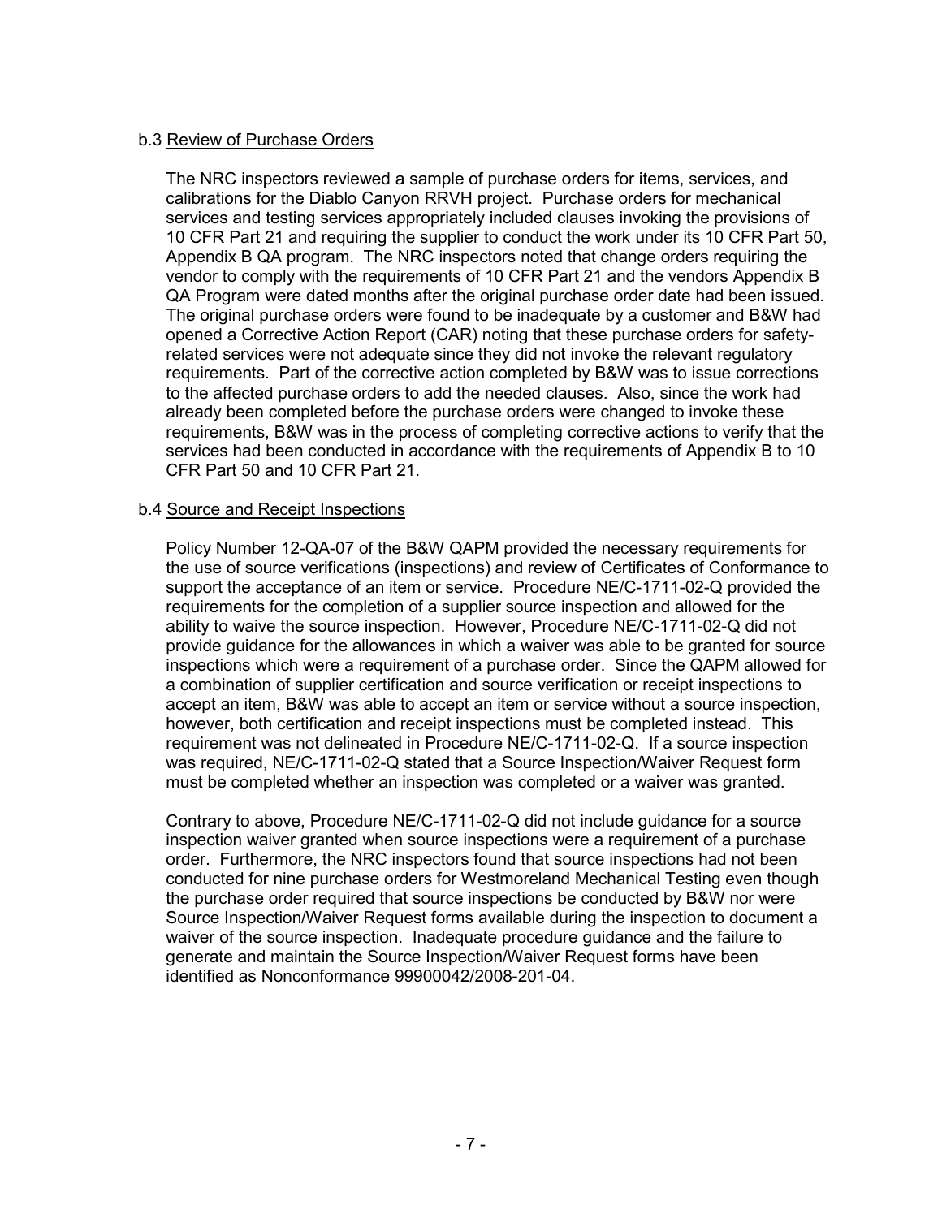b.3 Review of Purchase Orders

The NRC inspectors reviewed a sample of purchase orders for items, services, and calibrations for the Diablo Canyon RRVH project. Purchase orders for mechanical services and testing services appropriately included clauses invoking the provisions of 10 CFR Part 21 and requiring the supplier to conduct the work under its 10 CFR Part 50, Appendix B QA program. The NRC inspectors noted that change orders requiring the vendor to comply with the requirements of 10 CFR Part 21 and the vendors Appendix B QA Program were dated months after the original purchase order date had been issued. The original purchase orders were found to be inadequate by a customer and B&W had opened a Corrective Action Report (CAR) noting that these purchase orders for safety-related services were not adequate since they did not invoke the relevant regulatory requirements. Part of the corrective action completed by B&W was to issue corrections to the affected purchase orders to add the needed clauses. Also, since the work had already been completed before the purchase orders were changed to invoke these requirements, B&W was in the process of completing corrective actions to verify that the services had been conducted in accordance with the requirements of Appendix B to 10 CFR Part 50 and 10 CFR Part 21.

b.4 Source and Receipt Inspections

Policy Number 12-QA-07 of the B&W QAPM provided the necessary requirements for the use of source verifications (inspections) and review of Certificates of Conformance to support the acceptance of an item or service. Procedure NE/C-1711-02-Q provided the requirements for the completion of a supplier source inspection and allowed for the ability to waive the source inspection. However, Procedure NE/C-1711-02-Q did not provide guidance for the allowances in which a waiver was able to be granted for source inspections which were a requirement of a purchase order. Since the QAPM allowed for a combination of supplier certification and source verification or receipt inspections to accept an item, B&W was able to accept an item or service without a source inspection, however, both certification and receipt inspections must be completed instead. This requirement was not delineated in Procedure NE/C-1711-02-Q. If a source inspection was required, NE/C-1711-02-Q stated that a Source Inspection/Waiver Request form must be completed whether an inspection was completed or a waiver was granted.

Contrary to above, Procedure NE/C-1711-02-Q did not include guidance for a source inspection waiver granted when source inspections were a requirement of a purchase order. Furthermore, the NRC inspectors found that source inspections had not been conducted for nine purchase orders for Westmoreland Mechanical Testing even though the purchase order required that source inspections be conducted by B&W nor were Source Inspection/Waiver Request forms available during the inspection to document a waiver of the source inspection. Inadequate procedure guidance and the failure to generate and maintain the Source Inspection/Waiver Request forms have been identified as Nonconformance 99900042/2008-201-04.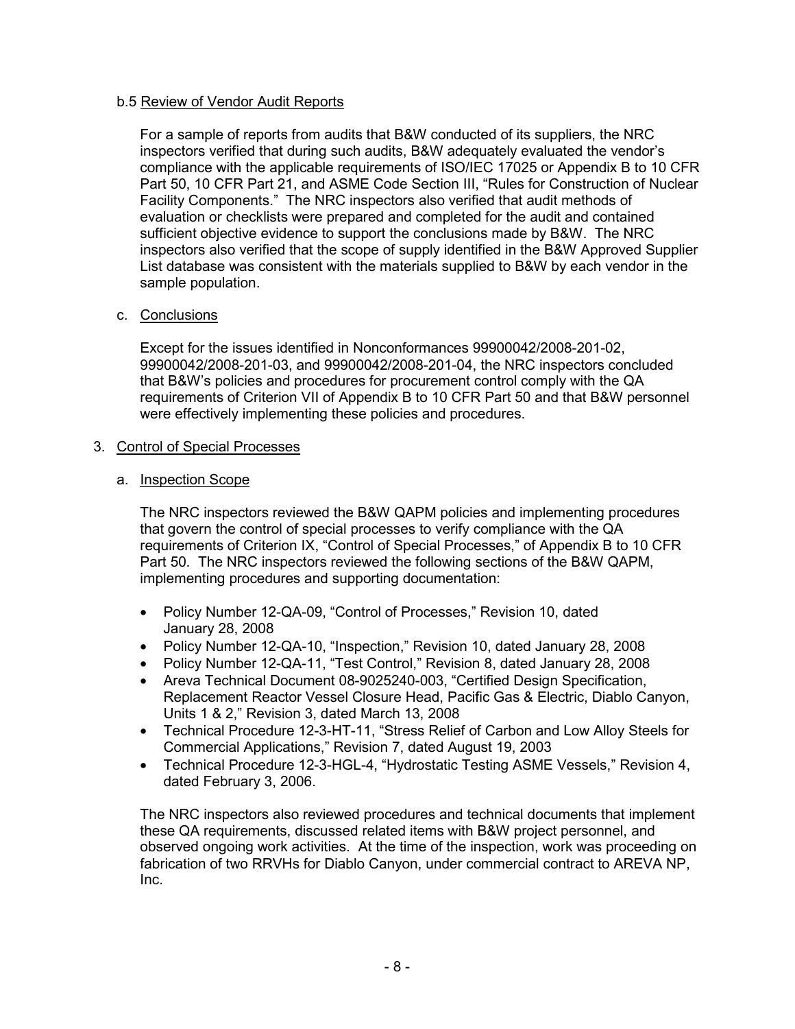b.5 Review of Vendor Audit Reports

For a sample of reports from audits that B&W conducted of its suppliers, the NRC inspectors verified that during such audits, B&W adequately evaluated the vendor's compliance with the applicable requirements of ISO/IEC 17025 or Appendix B to 10 CFR Part 50, 10 CFR Part 21, and ASME Code Section III, "Rules for Construction of Nuclear Facility Components." The NRC inspectors also verified that audit methods of evaluation or checklists were prepared and completed for the audit and contained sufficient objective evidence to support the conclusions made by B&W. The NRC inspectors also verified that the scope of supply identified in the B&W Approved Supplier List database was consistent with the materials supplied to B&W by each vendor in the sample population.

c. Conclusions

Except for the issues identified in Nonconformances 99900042/2008-201-02, 99900042/2008-201-03, and 99900042/2008-201-04, the NRC inspectors concluded that B&W's policies and procedures for procurement control comply with the QA requirements of Criterion VII of Appendix B to 10 CFR Part 50 and that B&W personnel were effectively implementing these policies and procedures.

3. Control of Special Processes

a. Inspection Scope

The NRC inspectors reviewed the B&W QAPM policies and implementing procedures that govern the control of special processes to verify compliance with the QA requirements of Criterion IX, "Control of Special Processes," of Appendix B to 10 CFR Part 50. The NRC inspectors reviewed the following sections of the B&W QAPM, implementing procedures and supporting documentation:

- Policy Number 12-QA-09, "Control of Processes," Revision 10, dated January 28, 2008
- Policy Number 12-QA-10, "Inspection," Revision 10, dated January 28, 2008
- Policy Number 12-QA-11, "Test Control," Revision 8, dated January 28, 2008
- Areva Technical Document 08-9025240-003, "Certified Design Specification, Replacement Reactor Vessel Closure Head, Pacific Gas & Electric, Diablo Canyon, Units 1 & 2," Revision 3, dated March 13, 2008
- Technical Procedure 12-3-HT-11, "Stress Relief of Carbon and Low Alloy Steels for Commercial Applications," Revision 7, dated August 19, 2003
- Technical Procedure 12-3-HGL-4, "Hydrostatic Testing ASME Vessels," Revision 4, dated February 3, 2006.

The NRC inspectors also reviewed procedures and technical documents that implement these QA requirements, discussed related items with B&W project personnel, and observed ongoing work activities. At the time of the inspection, work was proceeding on fabrication of two RRVHs for Diablo Canyon, under commercial contract to AREVA NP, Inc.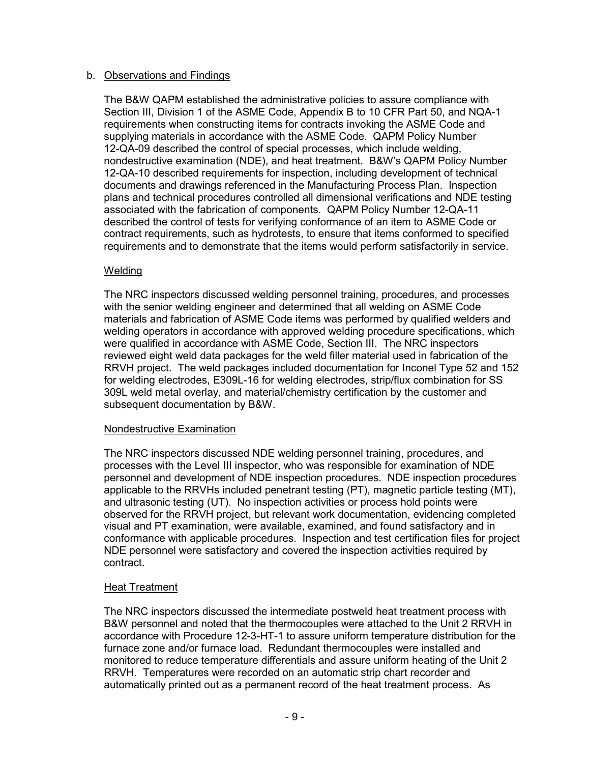b. Observations and Findings

The B&W QAPM established the administrative policies to assure compliance with Section III, Division 1 of the ASME Code, Appendix B to 10 CFR Part 50, and NQA-1 requirements when constructing items for contracts invoking the ASME Code and supplying materials in accordance with the ASME Code. QAPM Policy Number 12-QA-09 described the control of special processes, which include welding, nondestructive examination (NDE), and heat treatment. B&W's QAPM Policy Number 12-QA-10 described requirements for inspection, including development of technical documents and drawings referenced in the Manufacturing Process Plan. Inspection plans and technical procedures controlled all dimensional verifications and NDE testing associated with the fabrication of components. QAPM Policy Number 12-QA-11 described the control of tests for verifying conformance of an item to ASME Code or contract requirements, such as hydrotests, to ensure that items conformed to specified requirements and to demonstrate that the items would perform satisfactorily in service.

Welding

The NRC inspectors discussed welding personnel training, procedures, and processes with the senior welding engineer and determined that all welding on ASME Code materials and fabrication of ASME Code items was performed by qualified welders and welding operators in accordance with approved welding procedure specifications, which were qualified in accordance with ASME Code, Section III. The NRC inspectors reviewed eight weld data packages for the weld filler material used in fabrication of the RRVH project. The weld packages included documentation for Inconel Type 52 and 152 for welding electrodes, E309L-16 for welding electrodes, strip/flux combination for SS 309L weld metal overlay, and material/chemistry certification by the customer and subsequent documentation by B&W.

Nondestructive Examination

The NRC inspectors discussed NDE welding personnel training, procedures, and processes with the Level III inspector, who was responsible for examination of NDE personnel and development of NDE inspection procedures. NDE inspection procedures applicable to the RRVHs included penetrant testing (PT), magnetic particle testing (MT), and ultrasonic testing (UT). No inspection activities or process hold points were observed for the RRVH project, but relevant work documentation, evidencing completed visual and PT examination, were available, examined, and found satisfactory and in conformance with applicable procedures. Inspection and test certification files for project NDE personnel were satisfactory and covered the inspection activities required by contract.

Heat Treatment

The NRC inspectors discussed the intermediate postweld heat treatment process with B&W personnel and noted that the thermocouples were attached to the Unit 2 RRVH in accordance with Procedure 12-3-HT-1 to assure uniform temperature distribution for the furnace zone and/or furnace load. Redundant thermocouples were installed and monitored to reduce temperature differentials and assure uniform heating of the Unit 2 RRVH. Temperatures were recorded on an automatic strip chart recorder and automatically printed out as a permanent record of the heat treatment process. As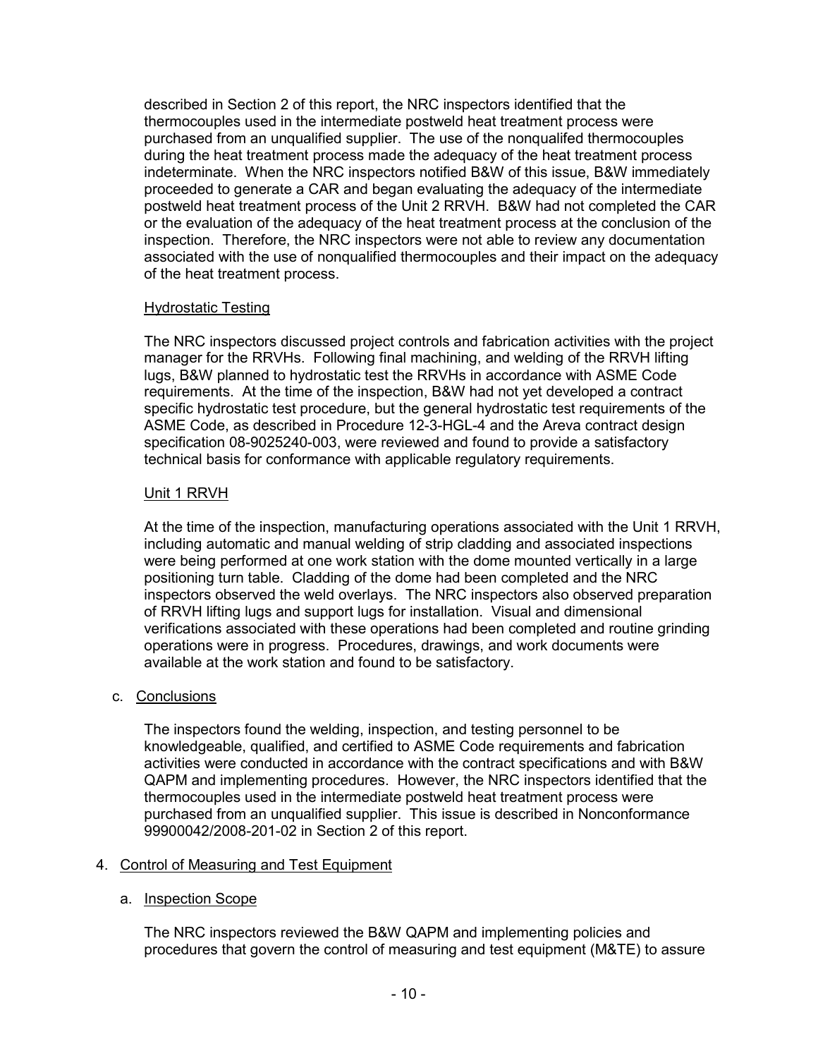described in Section 2 of this report, the NRC inspectors identified that the thermocouples used in the intermediate postweld heat treatment process were purchased from an unqualified supplier. The use of the nonqualifed thermocouples during the heat treatment process made the adequacy of the heat treatment process indeterminate. When the NRC inspectors notified B&W of this issue, B&W immediately proceeded to generate a CAR and began evaluating the adequacy of the intermediate postweld heat treatment process of the Unit 2 RRVH. B&W had not completed the CAR or the evaluation of the adequacy of the heat treatment process at the conclusion of the inspection. Therefore, the NRC inspectors were not able to review any documentation associated with the use of nonqualified thermocouples and their impact on the adequacy of the heat treatment process.

Hydrostatic Testing

The NRC inspectors discussed project controls and fabrication activities with the project manager for the RRVHs. Following final machining, and welding of the RRVH lifting lugs, B&W planned to hydrostatic test the RRVHs in accordance with ASME Code requirements. At the time of the inspection, B&W had not yet developed a contract specific hydrostatic test procedure, but the general hydrostatic test requirements of the ASME Code, as described in Procedure 12-3-HGL-4 and the Areva contract design specification 08-9025240-003, were reviewed and found to provide a satisfactory technical basis for conformance with applicable regulatory requirements.

Unit 1 RRVH

At the time of the inspection, manufacturing operations associated with the Unit 1 RRVH, including automatic and manual welding of strip cladding and associated inspections were being performed at one work station with the dome mounted vertically in a large positioning turn table. Cladding of the dome had been completed and the NRC inspectors observed the weld overlays. The NRC inspectors also observed preparation of RRVH lifting lugs and support lugs for installation. Visual and dimensional verifications associated with these operations had been completed and routine grinding operations were in progress. Procedures, drawings, and work documents were available at the work station and found to be satisfactory.

c. Conclusions

The inspectors found the welding, inspection, and testing personnel to be knowledgeable, qualified, and certified to ASME Code requirements and fabrication activities were conducted in accordance with the contract specifications and with B&W QAPM and implementing procedures. However, the NRC inspectors identified that the thermocouples used in the intermediate postweld heat treatment process were purchased from an unqualified supplier. This issue is described in Nonconformance 99900042/2008-201-02 in Section 2 of this report.

4. Control of Measuring and Test Equipment

a. Inspection Scope

The NRC inspectors reviewed the B&W QAPM and implementing policies and procedures that govern the control of measuring and test equipment (M&TE) to assure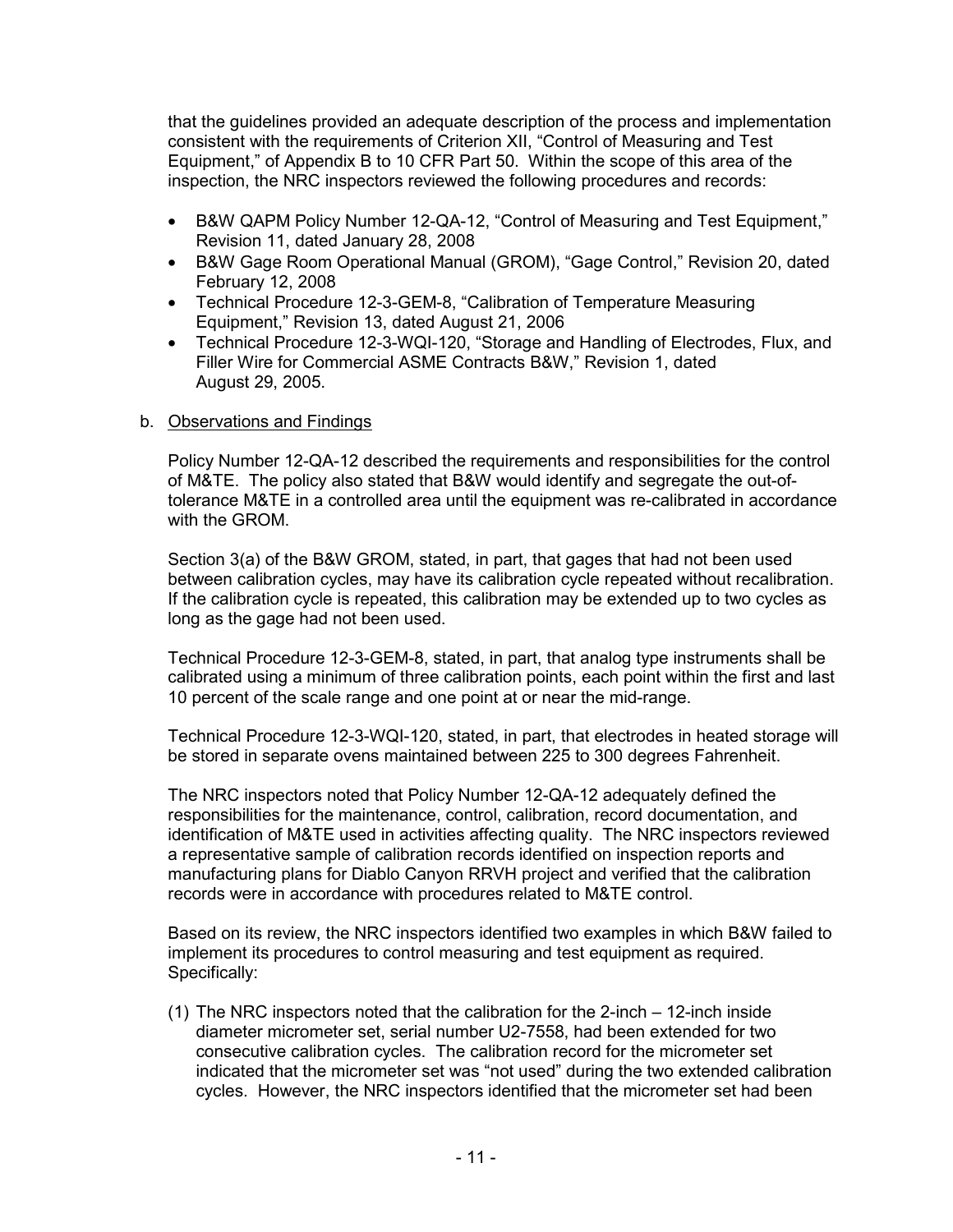that the guidelines provided an adequate description of the process and implementation consistent with the requirements of Criterion XII, "Control of Measuring and Test Equipment," of Appendix B to 10 CFR Part 50. Within the scope of this area of the inspection, the NRC inspectors reviewed the following procedures and records:

- B&W QAPM Policy Number 12-QA-12, "Control of Measuring and Test Equipment," Revision 11, dated January 28, 2008
- B&W Gage Room Operational Manual (GROM), "Gage Control," Revision 20, dated February 12, 2008
- Technical Procedure 12-3-GEM-8, "Calibration of Temperature Measuring Equipment," Revision 13, dated August 21, 2006
- Technical Procedure 12-3-WQI-120, "Storage and Handling of Electrodes, Flux, and Filler Wire for Commercial ASME Contracts B&W," Revision 1, dated August 29, 2005.

b. Observations and Findings

Policy Number 12-QA-12 described the requirements and responsibilities for the control of M&TE. The policy also stated that B&W would identify and segregate the out-of-tolerance M&TE in a controlled area until the equipment was re-calibrated in accordance with the GROM.

Section 3(a) of the B&W GROM, stated, in part, that gages that had not been used between calibration cycles, may have its calibration cycle repeated without recalibration. If the calibration cycle is repeated, this calibration may be extended up to two cycles as long as the gage had not been used.

Technical Procedure 12-3-GEM-8, stated, in part, that analog type instruments shall be calibrated using a minimum of three calibration points, each point within the first and last 10 percent of the scale range and one point at or near the mid-range.

Technical Procedure 12-3-WQI-120, stated, in part, that electrodes in heated storage will be stored in separate ovens maintained between 225 to 300 degrees Fahrenheit.

The NRC inspectors noted that Policy Number 12-QA-12 adequately defined the responsibilities for the maintenance, control, calibration, record documentation, and identification of M&TE used in activities affecting quality. The NRC inspectors reviewed a representative sample of calibration records identified on inspection reports and manufacturing plans for Diablo Canyon RRVH project and verified that the calibration records were in accordance with procedures related to M&TE control.

Based on its review, the NRC inspectors identified two examples in which B&W failed to implement its procedures to control measuring and test equipment as required. Specifically:

(1) The NRC inspectors noted that the calibration for the 2-inch – 12-inch inside diameter micrometer set, serial number U2-7558, had been extended for two consecutive calibration cycles. The calibration record for the micrometer set indicated that the micrometer set was "not used" during the two extended calibration cycles. However, the NRC inspectors identified that the micrometer set had been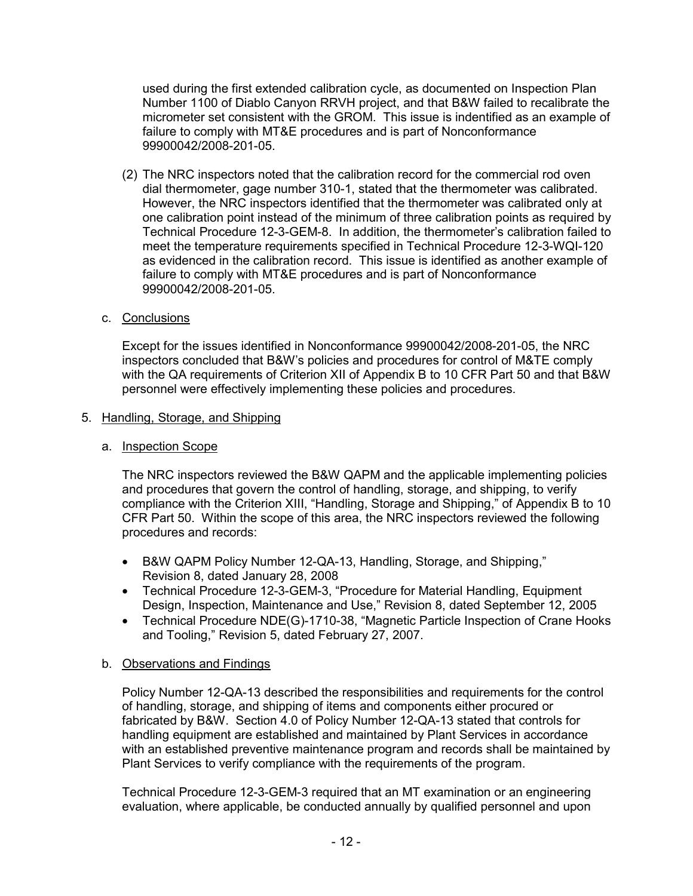used during the first extended calibration cycle, as documented on Inspection Plan Number 1100 of Diablo Canyon RRVH project, and that B&W failed to recalibrate the micrometer set consistent with the GROM. This issue is indentified as an example of failure to comply with MT&E procedures and is part of Nonconformance 99900042/2008-201-05.

(2) The NRC inspectors noted that the calibration record for the commercial rod oven dial thermometer, gage number 310-1, stated that the thermometer was calibrated. However, the NRC inspectors identified that the thermometer was calibrated only at one calibration point instead of the minimum of three calibration points as required by Technical Procedure 12-3-GEM-8. In addition, the thermometer's calibration failed to meet the temperature requirements specified in Technical Procedure 12-3-WQI-120 as evidenced in the calibration record. This issue is identified as another example of failure to comply with MT&E procedures and is part of Nonconformance 99900042/2008-201-05.

c. Conclusions

Except for the issues identified in Nonconformance 99900042/2008-201-05, the NRC inspectors concluded that B&W's policies and procedures for control of M&TE comply with the QA requirements of Criterion XII of Appendix B to 10 CFR Part 50 and that B&W personnel were effectively implementing these policies and procedures.

5. Handling, Storage, and Shipping

a. Inspection Scope

The NRC inspectors reviewed the B&W QAPM and the applicable implementing policies and procedures that govern the control of handling, storage, and shipping, to verify compliance with the Criterion XIII, "Handling, Storage and Shipping," of Appendix B to 10 CFR Part 50. Within the scope of this area, the NRC inspectors reviewed the following procedures and records:

- B&W QAPM Policy Number 12-QA-13, Handling, Storage, and Shipping," Revision 8, dated January 28, 2008
- Technical Procedure 12-3-GEM-3, "Procedure for Material Handling, Equipment Design, Inspection, Maintenance and Use," Revision 8, dated September 12, 2005
- Technical Procedure NDE(G)-1710-38, "Magnetic Particle Inspection of Crane Hooks and Tooling," Revision 5, dated February 27, 2007.

b. Observations and Findings

Policy Number 12-QA-13 described the responsibilities and requirements for the control of handling, storage, and shipping of items and components either procured or fabricated by B&W. Section 4.0 of Policy Number 12-QA-13 stated that controls for handling equipment are established and maintained by Plant Services in accordance with an established preventive maintenance program and records shall be maintained by Plant Services to verify compliance with the requirements of the program.

Technical Procedure 12-3-GEM-3 required that an MT examination or an engineering evaluation, where applicable, be conducted annually by qualified personnel and upon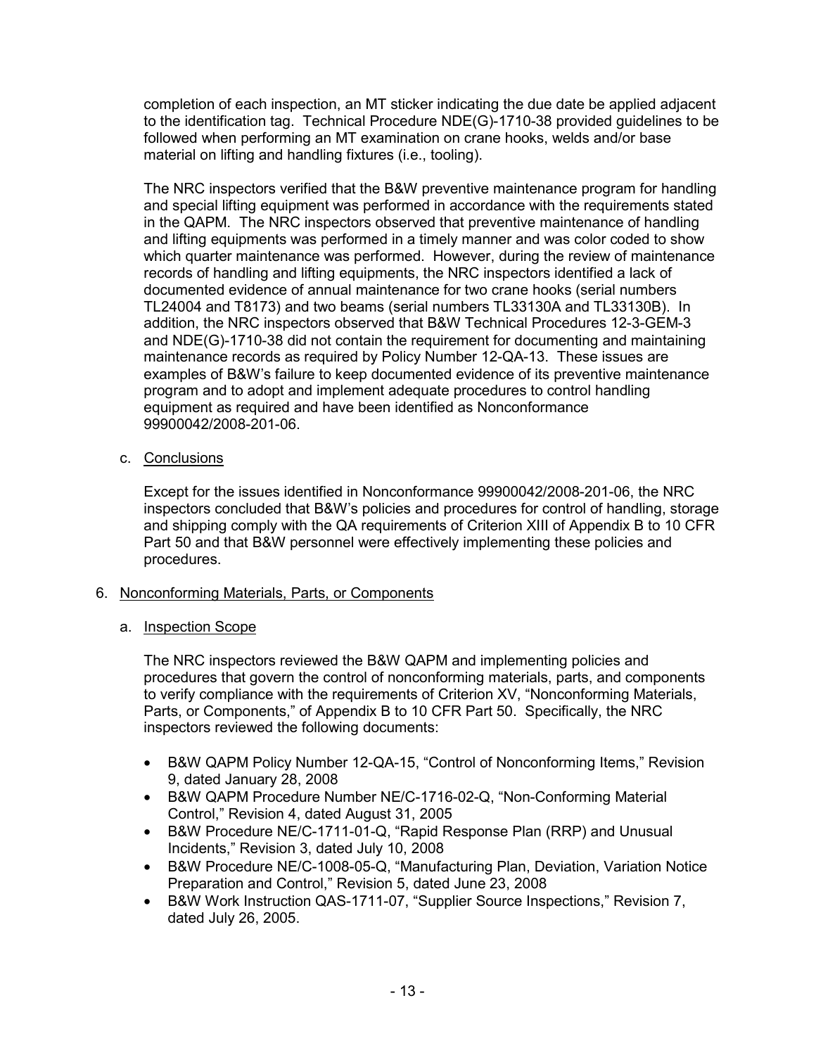completion of each inspection, an MT sticker indicating the due date be applied adjacent to the identification tag. Technical Procedure NDE(G)-1710-38 provided guidelines to be followed when performing an MT examination on crane hooks, welds and/or base material on lifting and handling fixtures (i.e., tooling).

The NRC inspectors verified that the B&W preventive maintenance program for handling and special lifting equipment was performed in accordance with the requirements stated in the QAPM. The NRC inspectors observed that preventive maintenance of handling and lifting equipments was performed in a timely manner and was color coded to show which quarter maintenance was performed. However, during the review of maintenance records of handling and lifting equipments, the NRC inspectors identified a lack of documented evidence of annual maintenance for two crane hooks (serial numbers TL24004 and T8173) and two beams (serial numbers TL33130A and TL33130B). In addition, the NRC inspectors observed that B&W Technical Procedures 12-3-GEM-3 and NDE(G)-1710-38 did not contain the requirement for documenting and maintaining maintenance records as required by Policy Number 12-QA-13. These issues are examples of B&W's failure to keep documented evidence of its preventive maintenance program and to adopt and implement adequate procedures to control handling equipment as required and have been identified as Nonconformance 99900042/2008-201-06.

c. Conclusions

Except for the issues identified in Nonconformance 99900042/2008-201-06, the NRC inspectors concluded that B&W's policies and procedures for control of handling, storage and shipping comply with the QA requirements of Criterion XIII of Appendix B to 10 CFR Part 50 and that B&W personnel were effectively implementing these policies and procedures.

6. Nonconforming Materials, Parts, or Components

a. Inspection Scope

The NRC inspectors reviewed the B&W QAPM and implementing policies and procedures that govern the control of nonconforming materials, parts, and components to verify compliance with the requirements of Criterion XV, "Nonconforming Materials, Parts, or Components," of Appendix B to 10 CFR Part 50. Specifically, the NRC inspectors reviewed the following documents:

- B&W QAPM Policy Number 12-QA-15, "Control of Nonconforming Items," Revision 9, dated January 28, 2008
- B&W QAPM Procedure Number NE/C-1716-02-Q, "Non-Conforming Material Control," Revision 4, dated August 31, 2005
- B&W Procedure NE/C-1711-01-Q, "Rapid Response Plan (RRP) and Unusual Incidents," Revision 3, dated July 10, 2008
- B&W Procedure NE/C-1008-05-Q, "Manufacturing Plan, Deviation, Variation Notice Preparation and Control," Revision 5, dated June 23, 2008
- B&W Work Instruction QAS-1711-07, "Supplier Source Inspections," Revision 7, dated July 26, 2005.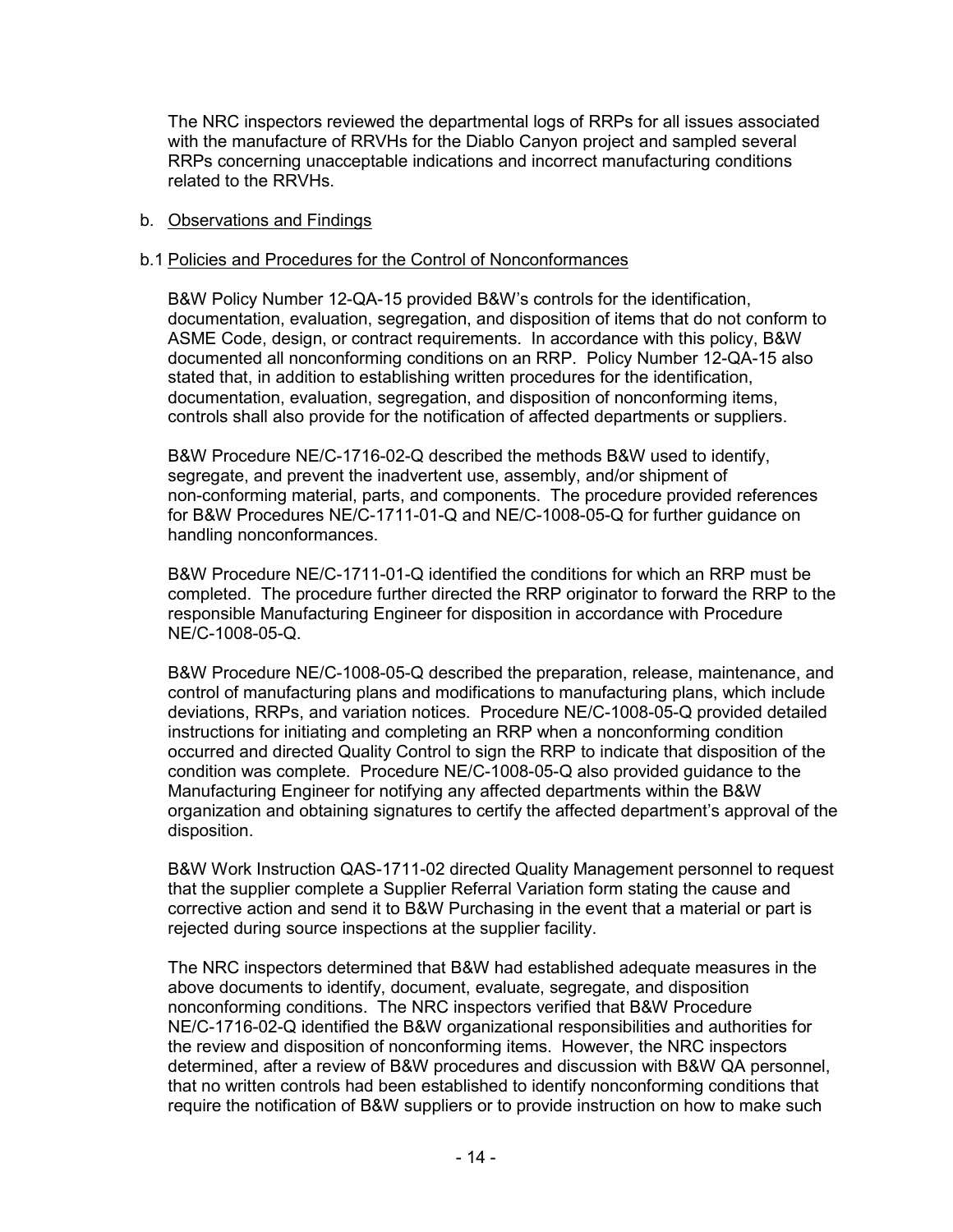The NRC inspectors reviewed the departmental logs of RRPs for all issues associated with the manufacture of RRVHs for the Diablo Canyon project and sampled several RRPs concerning unacceptable indications and incorrect manufacturing conditions related to the RRVHs.

b. Observations and Findings

b.1 Policies and Procedures for the Control of Nonconformances

B&W Policy Number 12-QA-15 provided B&W's controls for the identification, documentation, evaluation, segregation, and disposition of items that do not conform to ASME Code, design, or contract requirements. In accordance with this policy, B&W documented all nonconforming conditions on an RRP. Policy Number 12-QA-15 also stated that, in addition to establishing written procedures for the identification, documentation, evaluation, segregation, and disposition of nonconforming items, controls shall also provide for the notification of affected departments or suppliers.

B&W Procedure NE/C-1716-02-Q described the methods B&W used to identify, segregate, and prevent the inadvertent use, assembly, and/or shipment of non-conforming material, parts, and components. The procedure provided references for B&W Procedures NE/C-1711-01-Q and NE/C-1008-05-Q for further guidance on handling nonconformances.

B&W Procedure NE/C-1711-01-Q identified the conditions for which an RRP must be completed. The procedure further directed the RRP originator to forward the RRP to the responsible Manufacturing Engineer for disposition in accordance with Procedure NE/C-1008-05-Q.

B&W Procedure NE/C-1008-05-Q described the preparation, release, maintenance, and control of manufacturing plans and modifications to manufacturing plans, which include deviations, RRPs, and variation notices. Procedure NE/C-1008-05-Q provided detailed instructions for initiating and completing an RRP when a nonconforming condition occurred and directed Quality Control to sign the RRP to indicate that disposition of the condition was complete. Procedure NE/C-1008-05-Q also provided guidance to the Manufacturing Engineer for notifying any affected departments within the B&W organization and obtaining signatures to certify the affected department's approval of the disposition.

B&W Work Instruction QAS-1711-02 directed Quality Management personnel to request that the supplier complete a Supplier Referral Variation form stating the cause and corrective action and send it to B&W Purchasing in the event that a material or part is rejected during source inspections at the supplier facility.

The NRC inspectors determined that B&W had established adequate measures in the above documents to identify, document, evaluate, segregate, and disposition nonconforming conditions. The NRC inspectors verified that B&W Procedure NE/C-1716-02-Q identified the B&W organizational responsibilities and authorities for the review and disposition of nonconforming items. However, the NRC inspectors determined, after a review of B&W procedures and discussion with B&W QA personnel, that no written controls had been established to identify nonconforming conditions that require the notification of B&W suppliers or to provide instruction on how to make such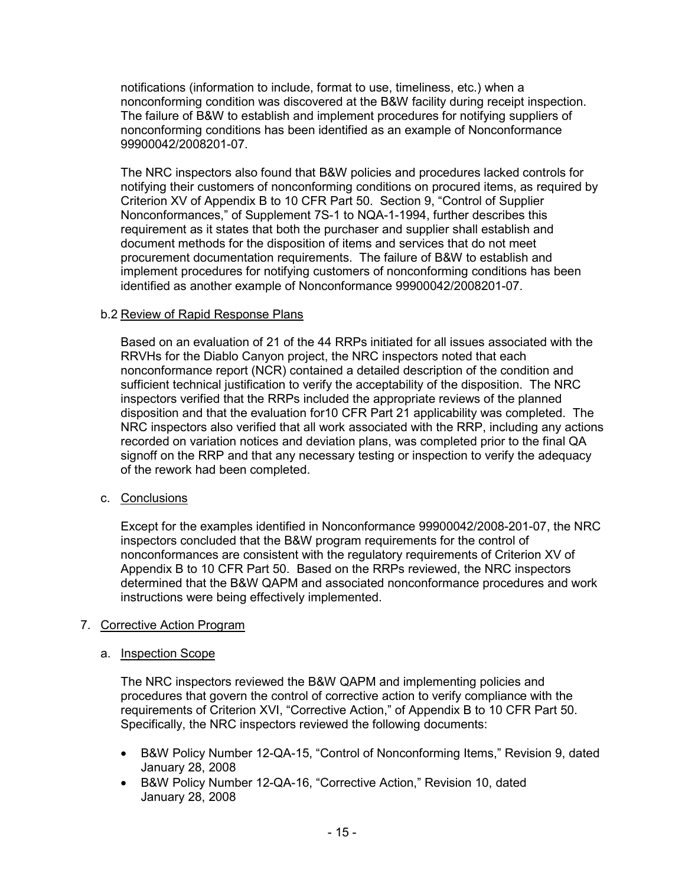notifications (information to include, format to use, timeliness, etc.) when a nonconforming condition was discovered at the B&W facility during receipt inspection. The failure of B&W to establish and implement procedures for notifying suppliers of nonconforming conditions has been identified as an example of Nonconformance 99900042/2008201-07.

The NRC inspectors also found that B&W policies and procedures lacked controls for notifying their customers of nonconforming conditions on procured items, as required by Criterion XV of Appendix B to 10 CFR Part 50. Section 9, "Control of Supplier Nonconformances," of Supplement 7S-1 to NQA-1-1994, further describes this requirement as it states that both the purchaser and supplier shall establish and document methods for the disposition of items and services that do not meet procurement documentation requirements. The failure of B&W to establish and implement procedures for notifying customers of nonconforming conditions has been identified as another example of Nonconformance 99900042/2008201-07.

b.2 Review of Rapid Response Plans

Based on an evaluation of 21 of the 44 RRPs initiated for all issues associated with the RRVHs for the Diablo Canyon project, the NRC inspectors noted that each nonconformance report (NCR) contained a detailed description of the condition and sufficient technical justification to verify the acceptability of the disposition. The NRC inspectors verified that the RRPs included the appropriate reviews of the planned disposition and that the evaluation for10 CFR Part 21 applicability was completed. The NRC inspectors also verified that all work associated with the RRP, including any actions recorded on variation notices and deviation plans, was completed prior to the final QA signoff on the RRP and that any necessary testing or inspection to verify the adequacy of the rework had been completed.

c. Conclusions

Except for the examples identified in Nonconformance 99900042/2008-201-07, the NRC inspectors concluded that the B&W program requirements for the control of nonconformances are consistent with the regulatory requirements of Criterion XV of Appendix B to 10 CFR Part 50. Based on the RRPs reviewed, the NRC inspectors determined that the B&W QAPM and associated nonconformance procedures and work instructions were being effectively implemented.

7. Corrective Action Program

a. Inspection Scope

The NRC inspectors reviewed the B&W QAPM and implementing policies and procedures that govern the control of corrective action to verify compliance with the requirements of Criterion XVI, "Corrective Action," of Appendix B to 10 CFR Part 50. Specifically, the NRC inspectors reviewed the following documents:

- B&W Policy Number 12-QA-15, "Control of Nonconforming Items," Revision 9, dated January 28, 2008
- B&W Policy Number 12-QA-16, "Corrective Action," Revision 10, dated January 28, 2008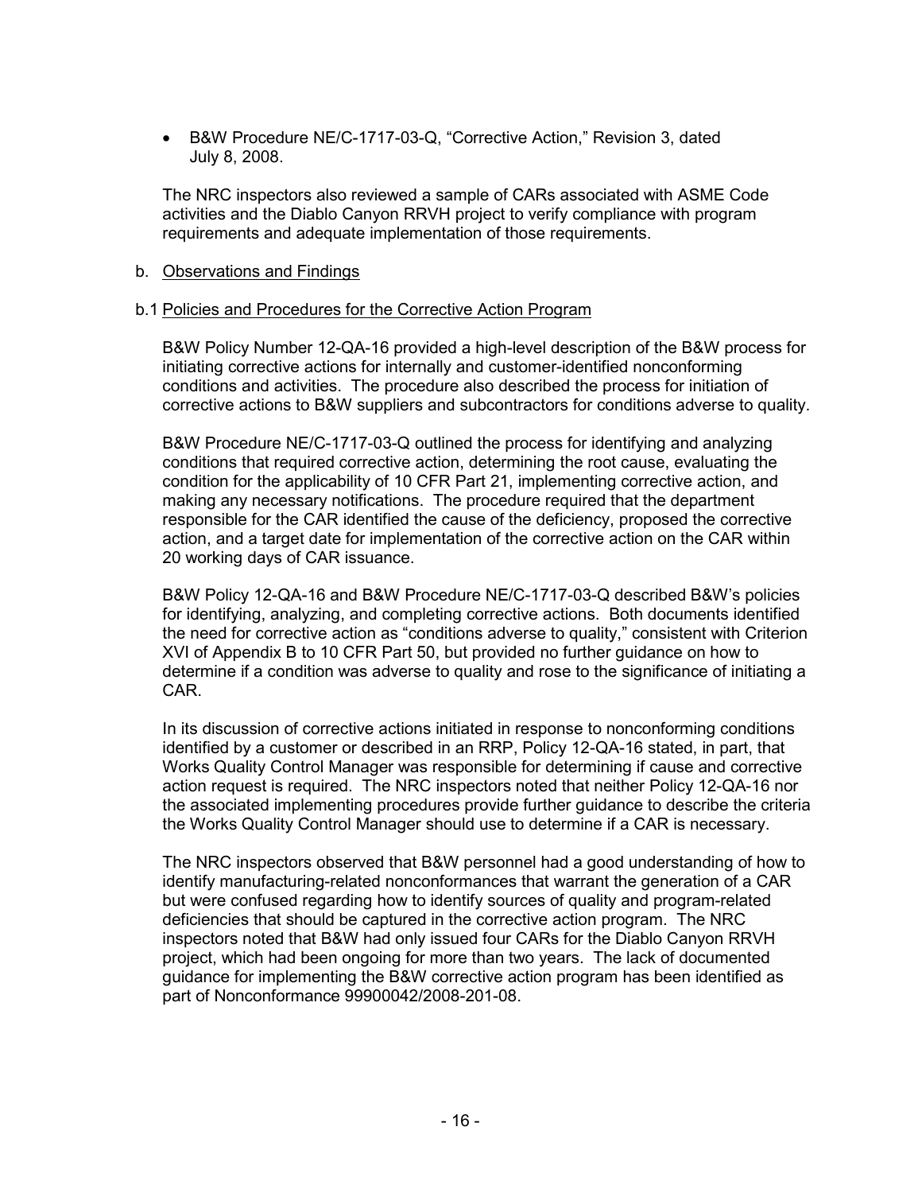- B&W Procedure NE/C-1717-03-Q, “Corrective Action,” Revision 3, dated July 8, 2008.

The NRC inspectors also reviewed a sample of CARs associated with ASME Code activities and the Diablo Canyon RRVH project to verify compliance with program requirements and adequate implementation of those requirements.

b. Observations and Findings

b.1 Policies and Procedures for the Corrective Action Program

B&W Policy Number 12-QA-16 provided a high-level description of the B&W process for initiating corrective actions for internally and customer-identified nonconforming conditions and activities. The procedure also described the process for initiation of corrective actions to B&W suppliers and subcontractors for conditions adverse to quality.

B&W Procedure NE/C-1717-03-Q outlined the process for identifying and analyzing conditions that required corrective action, determining the root cause, evaluating the condition for the applicability of 10 CFR Part 21, implementing corrective action, and making any necessary notifications. The procedure required that the department responsible for the CAR identified the cause of the deficiency, proposed the corrective action, and a target date for implementation of the corrective action on the CAR within 20 working days of CAR issuance.

B&W Policy 12-QA-16 and B&W Procedure NE/C-1717-03-Q described B&W’s policies for identifying, analyzing, and completing corrective actions. Both documents identified the need for corrective action as “conditions adverse to quality,” consistent with Criterion XVI of Appendix B to 10 CFR Part 50, but provided no further guidance on how to determine if a condition was adverse to quality and rose to the significance of initiating a CAR.

In its discussion of corrective actions initiated in response to nonconforming conditions identified by a customer or described in an RRP, Policy 12-QA-16 stated, in part, that Works Quality Control Manager was responsible for determining if cause and corrective action request is required. The NRC inspectors noted that neither Policy 12-QA-16 nor the associated implementing procedures provide further guidance to describe the criteria the Works Quality Control Manager should use to determine if a CAR is necessary.

The NRC inspectors observed that B&W personnel had a good understanding of how to identify manufacturing-related nonconformances that warrant the generation of a CAR but were confused regarding how to identify sources of quality and program-related deficiencies that should be captured in the corrective action program. The NRC inspectors noted that B&W had only issued four CARs for the Diablo Canyon RRVH project, which had been ongoing for more than two years. The lack of documented guidance for implementing the B&W corrective action program has been identified as part of Nonconformance 99900042/2008-201-08.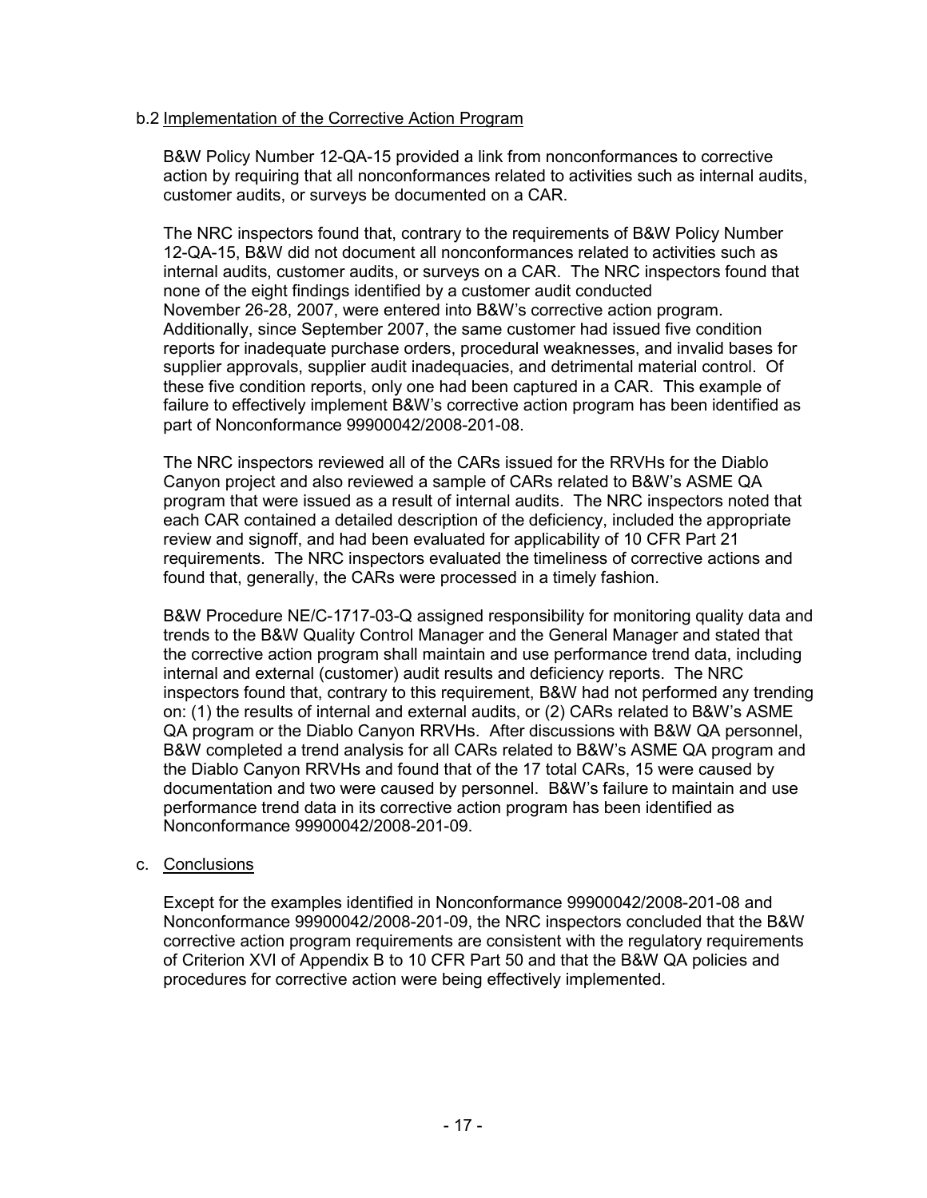b.2 Implementation of the Corrective Action Program

B&W Policy Number 12-QA-15 provided a link from nonconformances to corrective action by requiring that all nonconformances related to activities such as internal audits, customer audits, or surveys be documented on a CAR.

The NRC inspectors found that, contrary to the requirements of B&W Policy Number 12-QA-15, B&W did not document all nonconformances related to activities such as internal audits, customer audits, or surveys on a CAR. The NRC inspectors found that none of the eight findings identified by a customer audit conducted November 26-28, 2007, were entered into B&W's corrective action program. Additionally, since September 2007, the same customer had issued five condition reports for inadequate purchase orders, procedural weaknesses, and invalid bases for supplier approvals, supplier audit inadequacies, and detrimental material control. Of these five condition reports, only one had been captured in a CAR. This example of failure to effectively implement B&W's corrective action program has been identified as part of Nonconformance 99900042/2008-201-08.

The NRC inspectors reviewed all of the CARs issued for the RRVHs for the Diablo Canyon project and also reviewed a sample of CARs related to B&W's ASME QA program that were issued as a result of internal audits. The NRC inspectors noted that each CAR contained a detailed description of the deficiency, included the appropriate review and signoff, and had been evaluated for applicability of 10 CFR Part 21 requirements. The NRC inspectors evaluated the timeliness of corrective actions and found that, generally, the CARs were processed in a timely fashion.

B&W Procedure NE/C-1717-03-Q assigned responsibility for monitoring quality data and trends to the B&W Quality Control Manager and the General Manager and stated that the corrective action program shall maintain and use performance trend data, including internal and external (customer) audit results and deficiency reports. The NRC inspectors found that, contrary to this requirement, B&W had not performed any trending on: (1) the results of internal and external audits, or (2) CARs related to B&W's ASME QA program or the Diablo Canyon RRVHs. After discussions with B&W QA personnel, B&W completed a trend analysis for all CARs related to B&W's ASME QA program and the Diablo Canyon RRVHs and found that of the 17 total CARs, 15 were caused by documentation and two were caused by personnel. B&W's failure to maintain and use performance trend data in its corrective action program has been identified as Nonconformance 99900042/2008-201-09.

c. Conclusions

Except for the examples identified in Nonconformance 99900042/2008-201-08 and Nonconformance 99900042/2008-201-09, the NRC inspectors concluded that the B&W corrective action program requirements are consistent with the regulatory requirements of Criterion XVI of Appendix B to 10 CFR Part 50 and that the B&W QA policies and procedures for corrective action were being effectively implemented.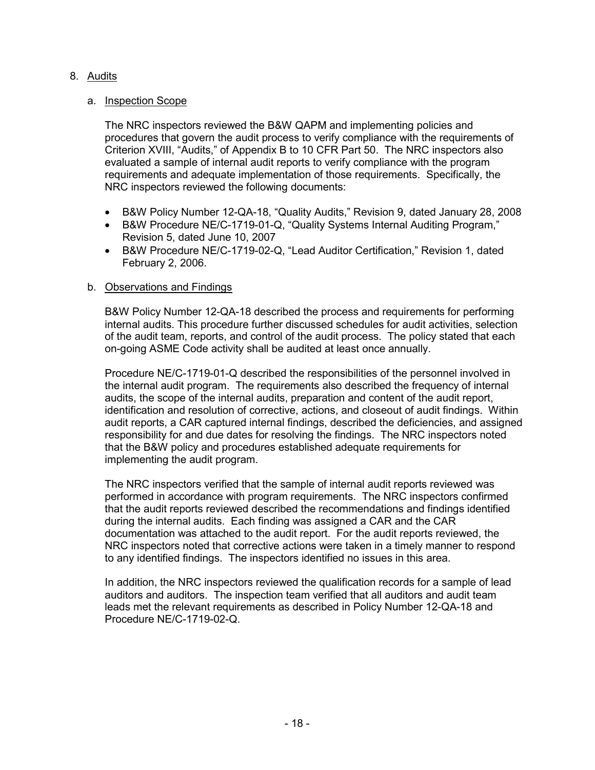8. Audits

a. Inspection Scope

The NRC inspectors reviewed the B&W QAPM and implementing policies and procedures that govern the audit process to verify compliance with the requirements of Criterion XVIII, "Audits," of Appendix B to 10 CFR Part 50. The NRC inspectors also evaluated a sample of internal audit reports to verify compliance with the program requirements and adequate implementation of those requirements. Specifically, the NRC inspectors reviewed the following documents:

- B&W Policy Number 12-QA-18, "Quality Audits," Revision 9, dated January 28, 2008
- B&W Procedure NE/C-1719-01-Q, "Quality Systems Internal Auditing Program," Revision 5, dated June 10, 2007
- B&W Procedure NE/C-1719-02-Q, "Lead Auditor Certification," Revision 1, dated February 2, 2006.

b. Observations and Findings

B&W Policy Number 12-QA-18 described the process and requirements for performing internal audits. This procedure further discussed schedules for audit activities, selection of the audit team, reports, and control of the audit process. The policy stated that each on-going ASME Code activity shall be audited at least once annually.

Procedure NE/C-1719-01-Q described the responsibilities of the personnel involved in the internal audit program. The requirements also described the frequency of internal audits, the scope of the internal audits, preparation and content of the audit report, identification and resolution of corrective, actions, and closeout of audit findings. Within audit reports, a CAR captured internal findings, described the deficiencies, and assigned responsibility for and due dates for resolving the findings. The NRC inspectors noted that the B&W policy and procedures established adequate requirements for implementing the audit program.

The NRC inspectors verified that the sample of internal audit reports reviewed was performed in accordance with program requirements. The NRC inspectors confirmed that the audit reports reviewed described the recommendations and findings identified during the internal audits. Each finding was assigned a CAR and the CAR documentation was attached to the audit report. For the audit reports reviewed, the NRC inspectors noted that corrective actions were taken in a timely manner to respond to any identified findings. The inspectors identified no issues in this area.

In addition, the NRC inspectors reviewed the qualification records for a sample of lead auditors and auditors. The inspection team verified that all auditors and audit team leads met the relevant requirements as described in Policy Number 12-QA-18 and Procedure NE/C-1719-02-Q.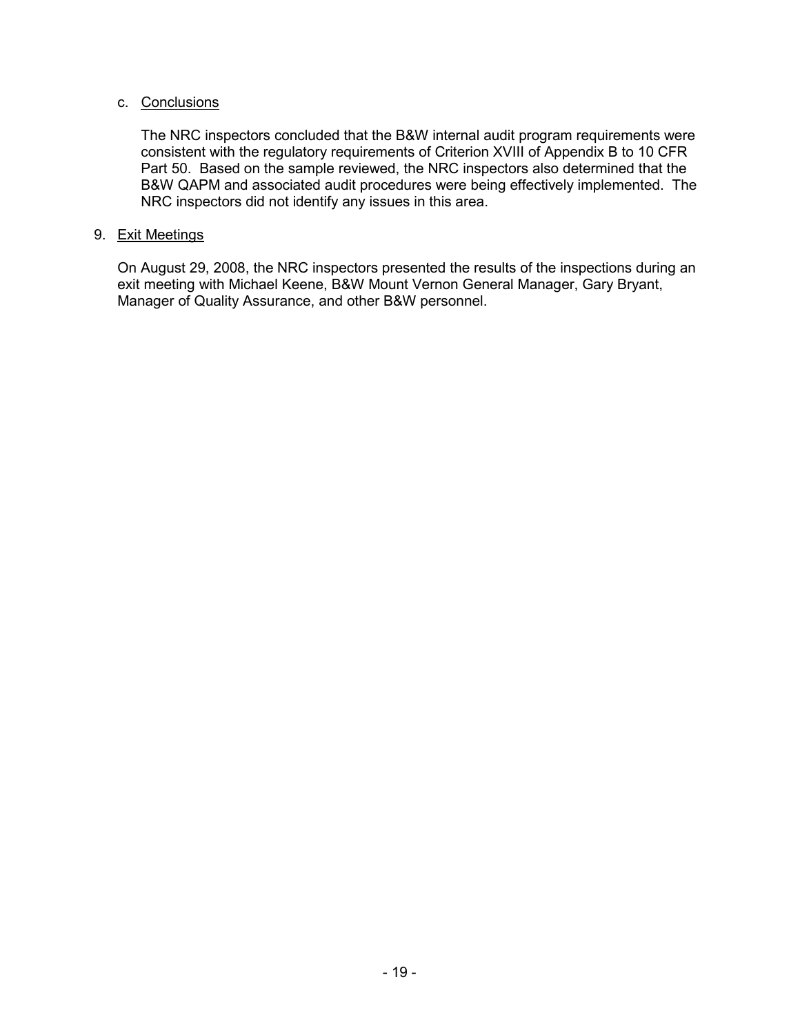c. Conclusions

The NRC inspectors concluded that the B&W internal audit program requirements were consistent with the regulatory requirements of Criterion XVIII of Appendix B to 10 CFR Part 50. Based on the sample reviewed, the NRC inspectors also determined that the B&W QAPM and associated audit procedures were being effectively implemented. The NRC inspectors did not identify any issues in this area.

9. Exit Meetings

On August 29, 2008, the NRC inspectors presented the results of the inspections during an exit meeting with Michael Keene, B&W Mount Vernon General Manager, Gary Bryant, Manager of Quality Assurance, and other B&W personnel.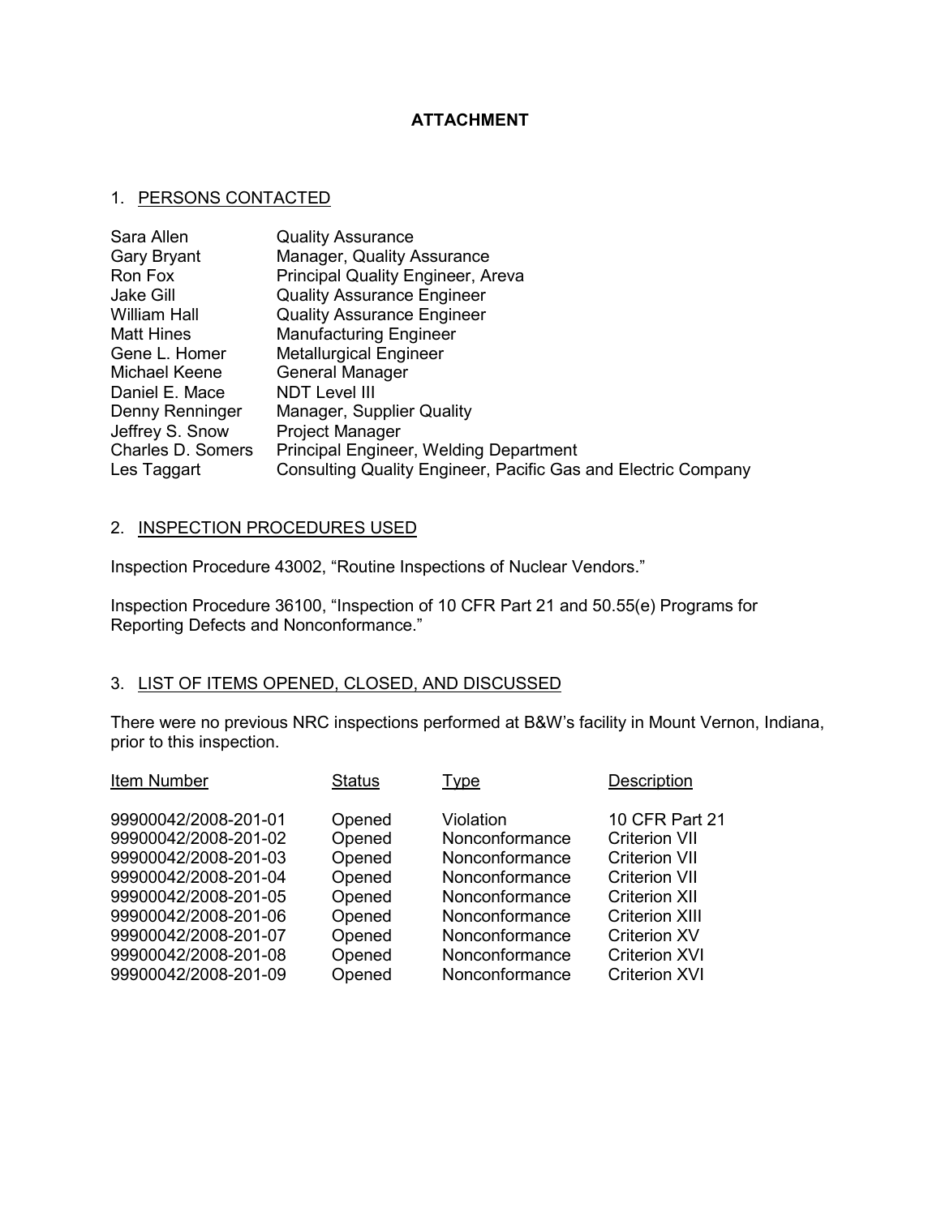# ATTACHMENT

## 1. PERSONS CONTACTED

| | |
|---|---|
| Sara Allen | Quality Assurance |
| Gary Bryant | Manager, Quality Assurance |
| Ron Fox | Principal Quality Engineer, Areva |
| Jake Gill | Quality Assurance Engineer |
| William Hall | Quality Assurance Engineer |
| Matt Hines | Manufacturing Engineer |
| Gene L. Homer | Metallurgical Engineer |
| Michael Keene | General Manager |
| Daniel E. Mace | NDT Level III |
| Denny Renninger | Manager, Supplier Quality |
| Jeffrey S. Snow | Project Manager |
| Charles D. Somers | Principal Engineer, Welding Department |
| Les Taggart | Consulting Quality Engineer, Pacific Gas and Electric Company |

## 2. INSPECTION PROCEDURES USED

Inspection Procedure 43002, “Routine Inspections of Nuclear Vendors.”

Inspection Procedure 36100, “Inspection of 10 CFR Part 21 and 50.55(e) Programs for Reporting Defects and Nonconformance.”

## 3. LIST OF ITEMS OPENED, CLOSED, AND DISCUSSED

There were no previous NRC inspections performed at B&W’s facility in Mount Vernon, Indiana, prior to this inspection.

| Item Number | Status | Type | Description |
|---|---|---|---|
| 99900042/2008-201-01 | Opened | Violation | 10 CFR Part 21 |
| 99900042/2008-201-02 | Opened | Nonconformance | Criterion VII |
| 99900042/2008-201-03 | Opened | Nonconformance | Criterion VII |
| 99900042/2008-201-04 | Opened | Nonconformance | Criterion VII |
| 99900042/2008-201-05 | Opened | Nonconformance | Criterion XII |
| 99900042/2008-201-06 | Opened | Nonconformance | Criterion XIII |
| 99900042/2008-201-07 | Opened | Nonconformance | Criterion XV |
| 99900042/2008-201-08 | Opened | Nonconformance | Criterion XVI |
| 99900042/2008-201-09 | Opened | Nonconformance | Criterion XVI |